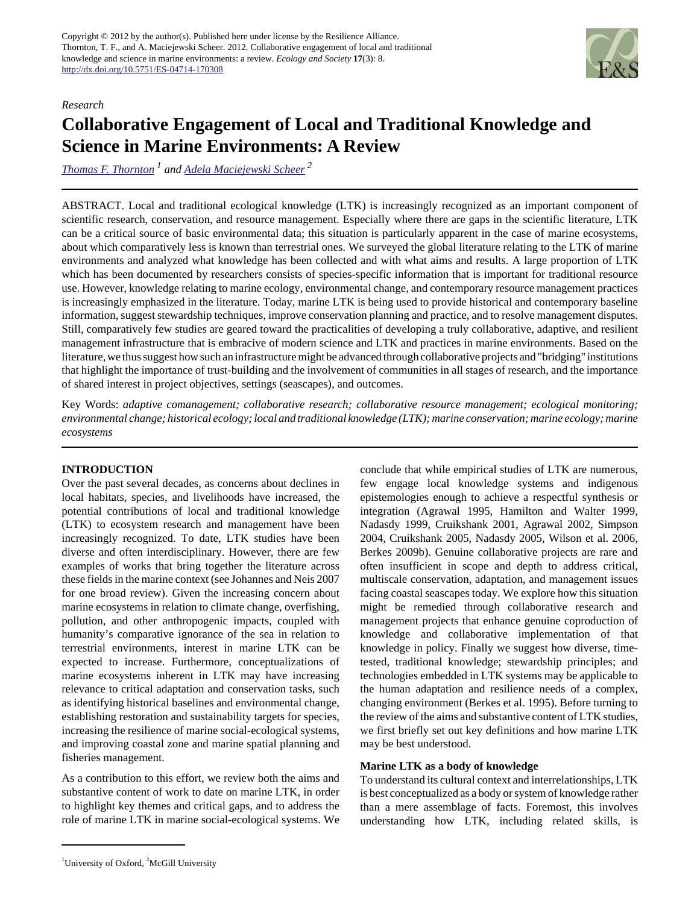Copyright © 2012 by the author(s). Published here under license by the Resilience Alliance.
Thornton, T. F., and A. Maciejewski Scheer. 2012. Collaborative engagement of local and traditional knowledge and science in marine environments: a review. *Ecology and Society* **17**(3): 8.
http://dx.doi.org/10.5751/ES-04714-170308

*Research*

# Collaborative Engagement of Local and Traditional Knowledge and Science in Marine Environments: A Review

*Thomas F. Thornton* [1] *and Adela Maciejewski Scheer* [2]

ABSTRACT. Local and traditional ecological knowledge (LTK) is increasingly recognized as an important component of scientific research, conservation, and resource management. Especially where there are gaps in the scientific literature, LTK can be a critical source of basic environmental data; this situation is particularly apparent in the case of marine ecosystems, about which comparatively less is known than terrestrial ones. We surveyed the global literature relating to the LTK of marine environments and analyzed what knowledge has been collected and with what aims and results. A large proportion of LTK which has been documented by researchers consists of species-specific information that is important for traditional resource use. However, knowledge relating to marine ecology, environmental change, and contemporary resource management practices is increasingly emphasized in the literature. Today, marine LTK is being used to provide historical and contemporary baseline information, suggest stewardship techniques, improve conservation planning and practice, and to resolve management disputes. Still, comparatively few studies are geared toward the practicalities of developing a truly collaborative, adaptive, and resilient management infrastructure that is embracive of modern science and LTK and practices in marine environments. Based on the literature, we thus suggest how such an infrastructure might be advanced through collaborative projects and "bridging" institutions that highlight the importance of trust-building and the involvement of communities in all stages of research, and the importance of shared interest in project objectives, settings (seascapes), and outcomes.

Key Words: *adaptive comanagement; collaborative research; collaborative resource management; ecological monitoring; environmental change; historical ecology; local and traditional knowledge (LTK); marine conservation; marine ecology; marine ecosystems*

## INTRODUCTION

Over the past several decades, as concerns about declines in local habitats, species, and livelihoods have increased, the potential contributions of local and traditional knowledge (LTK) to ecosystem research and management have been increasingly recognized. To date, LTK studies have been diverse and often interdisciplinary. However, there are few examples of works that bring together the literature across these fields in the marine context (see Johannes and Neis 2007 for one broad review). Given the increasing concern about marine ecosystems in relation to climate change, overfishing, pollution, and other anthropogenic impacts, coupled with humanity's comparative ignorance of the sea in relation to terrestrial environments, interest in marine LTK can be expected to increase. Furthermore, conceptualizations of marine ecosystems inherent in LTK may have increasing relevance to critical adaptation and conservation tasks, such as identifying historical baselines and environmental change, establishing restoration and sustainability targets for species, increasing the resilience of marine social-ecological systems, and improving coastal zone and marine spatial planning and fisheries management.

As a contribution to this effort, we review both the aims and substantive content of work to date on marine LTK, in order to highlight key themes and critical gaps, and to address the role of marine LTK in marine social-ecological systems. We conclude that while empirical studies of LTK are numerous, few engage local knowledge systems and indigenous epistemologies enough to achieve a respectful synthesis or integration (Agrawal 1995, Hamilton and Walter 1999, Nadasdy 1999, Cruikshank 2001, Agrawal 2002, Simpson 2004, Cruikshank 2005, Nadasdy 2005, Wilson et al. 2006, Berkes 2009b). Genuine collaborative projects are rare and often insufficient in scope and depth to address critical, multiscale conservation, adaptation, and management issues facing coastal seascapes today. We explore how this situation might be remedied through collaborative research and management projects that enhance genuine coproduction of knowledge and collaborative implementation of that knowledge in policy. Finally we suggest how diverse, time-tested, traditional knowledge; stewardship principles; and technologies embedded in LTK systems may be applicable to the human adaptation and resilience needs of a complex, changing environment (Berkes et al. 1995). Before turning to the review of the aims and substantive content of LTK studies, we first briefly set out key definitions and how marine LTK may be best understood.

### Marine LTK as a body of knowledge

To understand its cultural context and interrelationships, LTK is best conceptualized as a body or system of knowledge rather than a mere assemblage of facts. Foremost, this involves understanding how LTK, including related skills, is

[1] University of Oxford, [2] McGill University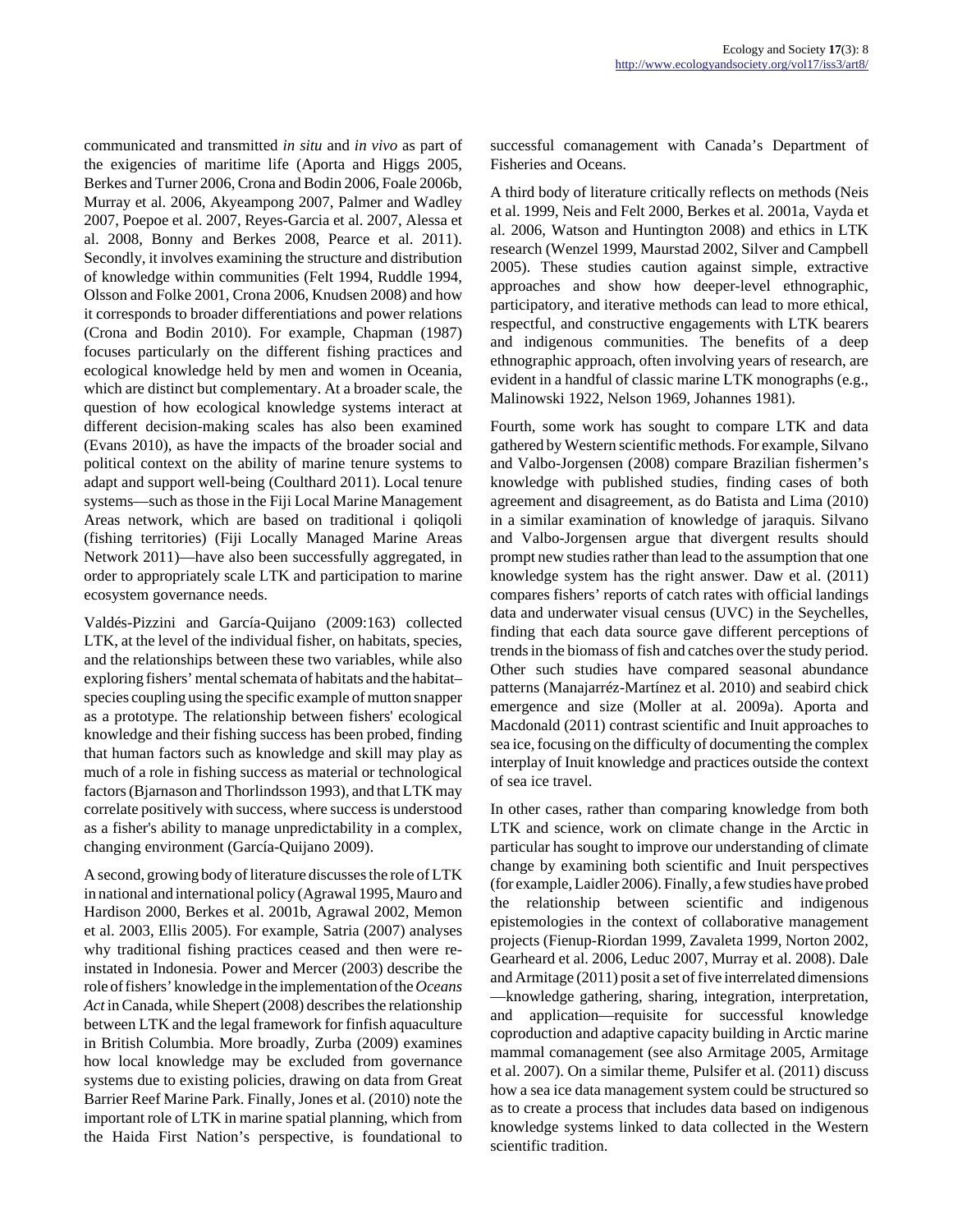communicated and transmitted *in situ* and *in vivo* as part of the exigencies of maritime life (Aporta and Higgs 2005, Berkes and Turner 2006, Crona and Bodin 2006, Foale 2006b, Murray et al. 2006, Akyeampong 2007, Palmer and Wadley 2007, Poepoe et al. 2007, Reyes-Garcia et al. 2007, Alessa et al. 2008, Bonny and Berkes 2008, Pearce et al. 2011). Secondly, it involves examining the structure and distribution of knowledge within communities (Felt 1994, Ruddle 1994, Olsson and Folke 2001, Crona 2006, Knudsen 2008) and how it corresponds to broader differentiations and power relations (Crona and Bodin 2010). For example, Chapman (1987) focuses particularly on the different fishing practices and ecological knowledge held by men and women in Oceania, which are distinct but complementary. At a broader scale, the question of how ecological knowledge systems interact at different decision-making scales has also been examined (Evans 2010), as have the impacts of the broader social and political context on the ability of marine tenure systems to adapt and support well-being (Coulthard 2011). Local tenure systems—such as those in the Fiji Local Marine Management Areas network, which are based on traditional i qoliqoli (fishing territories) (Fiji Locally Managed Marine Areas Network 2011)—have also been successfully aggregated, in order to appropriately scale LTK and participation to marine ecosystem governance needs.

Valdés-Pizzini and García-Quijano (2009:163) collected LTK, at the level of the individual fisher, on habitats, species, and the relationships between these two variables, while also exploring fishers' mental schemata of habitats and the habitat–species coupling using the specific example of mutton snapper as a prototype. The relationship between fishers' ecological knowledge and their fishing success has been probed, finding that human factors such as knowledge and skill may play as much of a role in fishing success as material or technological factors (Bjarnason and Thorlindsson 1993), and that LTK may correlate positively with success, where success is understood as a fisher's ability to manage unpredictability in a complex, changing environment (García-Quijano 2009).

A second, growing body of literature discusses the role of LTK in national and international policy (Agrawal 1995, Mauro and Hardison 2000, Berkes et al. 2001b, Agrawal 2002, Memon et al. 2003, Ellis 2005). For example, Satria (2007) analyses why traditional fishing practices ceased and then were re-instated in Indonesia. Power and Mercer (2003) describe the role of fishers' knowledge in the implementation of the *Oceans Act* in Canada, while Shepert (2008) describes the relationship between LTK and the legal framework for finfish aquaculture in British Columbia. More broadly, Zurba (2009) examines how local knowledge may be excluded from governance systems due to existing policies, drawing on data from Great Barrier Reef Marine Park. Finally, Jones et al. (2010) note the important role of LTK in marine spatial planning, which from the Haida First Nation's perspective, is foundational to successful comanagement with Canada's Department of Fisheries and Oceans.

A third body of literature critically reflects on methods (Neis et al. 1999, Neis and Felt 2000, Berkes et al. 2001a, Vayda et al. 2006, Watson and Huntington 2008) and ethics in LTK research (Wenzel 1999, Maurstad 2002, Silver and Campbell 2005). These studies caution against simple, extractive approaches and show how deeper-level ethnographic, participatory, and iterative methods can lead to more ethical, respectful, and constructive engagements with LTK bearers and indigenous communities. The benefits of a deep ethnographic approach, often involving years of research, are evident in a handful of classic marine LTK monographs (e.g., Malinowski 1922, Nelson 1969, Johannes 1981).

Fourth, some work has sought to compare LTK and data gathered by Western scientific methods. For example, Silvano and Valbo-Jorgensen (2008) compare Brazilian fishermen's knowledge with published studies, finding cases of both agreement and disagreement, as do Batista and Lima (2010) in a similar examination of knowledge of jaraquis. Silvano and Valbo-Jorgensen argue that divergent results should prompt new studies rather than lead to the assumption that one knowledge system has the right answer. Daw et al. (2011) compares fishers' reports of catch rates with official landings data and underwater visual census (UVC) in the Seychelles, finding that each data source gave different perceptions of trends in the biomass of fish and catches over the study period. Other such studies have compared seasonal abundance patterns (Manajarréz-Martínez et al. 2010) and seabird chick emergence and size (Moller at al. 2009a). Aporta and Macdonald (2011) contrast scientific and Inuit approaches to sea ice, focusing on the difficulty of documenting the complex interplay of Inuit knowledge and practices outside the context of sea ice travel.

In other cases, rather than comparing knowledge from both LTK and science, work on climate change in the Arctic in particular has sought to improve our understanding of climate change by examining both scientific and Inuit perspectives (for example, Laidler 2006). Finally, a few studies have probed the relationship between scientific and indigenous epistemologies in the context of collaborative management projects (Fienup-Riordan 1999, Zavaleta 1999, Norton 2002, Gearheard et al. 2006, Leduc 2007, Murray et al. 2008). Dale and Armitage (2011) posit a set of five interrelated dimensions—knowledge gathering, sharing, integration, interpretation, and application—requisite for successful knowledge coproduction and adaptive capacity building in Arctic marine mammal comanagement (see also Armitage 2005, Armitage et al. 2007). On a similar theme, Pulsifer et al. (2011) discuss how a sea ice data management system could be structured so as to create a process that includes data based on indigenous knowledge systems linked to data collected in the Western scientific tradition.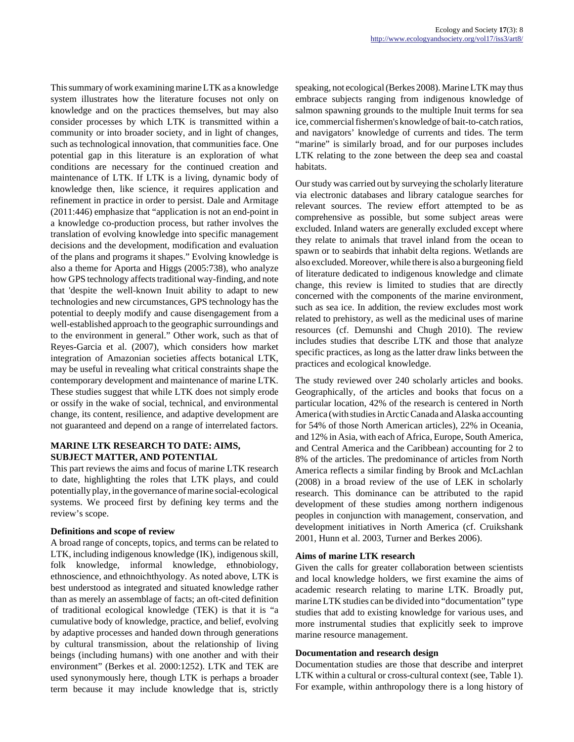This summary of work examining marine LTK as a knowledge system illustrates how the literature focuses not only on knowledge and on the practices themselves, but may also consider processes by which LTK is transmitted within a community or into broader society, and in light of changes, such as technological innovation, that communities face. One potential gap in this literature is an exploration of what conditions are necessary for the continued creation and maintenance of LTK. If LTK is a living, dynamic body of knowledge then, like science, it requires application and refinement in practice in order to persist. Dale and Armitage (2011:446) emphasize that "application is not an end-point in a knowledge co-production process, but rather involves the translation of evolving knowledge into specific management decisions and the development, modification and evaluation of the plans and programs it shapes." Evolving knowledge is also a theme for Aporta and Higgs (2005:738), who analyze how GPS technology affects traditional way-finding, and note that 'despite the well-known Inuit ability to adapt to new technologies and new circumstances, GPS technology has the potential to deeply modify and cause disengagement from a well-established approach to the geographic surroundings and to the environment in general." Other work, such as that of Reyes-Garcia et al. (2007), which considers how market integration of Amazonian societies affects botanical LTK, may be useful in revealing what critical constraints shape the contemporary development and maintenance of marine LTK. These studies suggest that while LTK does not simply erode or ossify in the wake of social, technical, and environmental change, its content, resilience, and adaptive development are not guaranteed and depend on a range of interrelated factors.

## MARINE LTK RESEARCH TO DATE: AIMS, SUBJECT MATTER, AND POTENTIAL

This part reviews the aims and focus of marine LTK research to date, highlighting the roles that LTK plays, and could potentially play, in the governance of marine social-ecological systems. We proceed first by defining key terms and the review's scope.

### Definitions and scope of review

A broad range of concepts, topics, and terms can be related to LTK, including indigenous knowledge (IK), indigenous skill, folk knowledge, informal knowledge, ethnobiology, ethnoscience, and ethnoichthyology. As noted above, LTK is best understood as integrated and situated knowledge rather than as merely an assemblage of facts; an oft-cited definition of traditional ecological knowledge (TEK) is that it is "a cumulative body of knowledge, practice, and belief, evolving by adaptive processes and handed down through generations by cultural transmission, about the relationship of living beings (including humans) with one another and with their environment" (Berkes et al. 2000:1252). LTK and TEK are used synonymously here, though LTK is perhaps a broader term because it may include knowledge that is, strictly speaking, not ecological (Berkes 2008). Marine LTK may thus embrace subjects ranging from indigenous knowledge of salmon spawning grounds to the multiple Inuit terms for sea ice, commercial fishermen's knowledge of bait-to-catch ratios, and navigators' knowledge of currents and tides. The term "marine" is similarly broad, and for our purposes includes LTK relating to the zone between the deep sea and coastal habitats.

Our study was carried out by surveying the scholarly literature via electronic databases and library catalogue searches for relevant sources. The review effort attempted to be as comprehensive as possible, but some subject areas were excluded. Inland waters are generally excluded except where they relate to animals that travel inland from the ocean to spawn or to seabirds that inhabit delta regions. Wetlands are also excluded. Moreover, while there is also a burgeoning field of literature dedicated to indigenous knowledge and climate change, this review is limited to studies that are directly concerned with the components of the marine environment, such as sea ice. In addition, the review excludes most work related to prehistory, as well as the medicinal uses of marine resources (cf. Demunshi and Chugh 2010). The review includes studies that describe LTK and those that analyze specific practices, as long as the latter draw links between the practices and ecological knowledge.

The study reviewed over 240 scholarly articles and books. Geographically, of the articles and books that focus on a particular location, 42% of the research is centered in North America (with studies in Arctic Canada and Alaska accounting for 54% of those North American articles), 22% in Oceania, and 12% in Asia, with each of Africa, Europe, South America, and Central America and the Caribbean) accounting for 2 to 8% of the articles. The predominance of articles from North America reflects a similar finding by Brook and McLachlan (2008) in a broad review of the use of LEK in scholarly research. This dominance can be attributed to the rapid development of these studies among northern indigenous peoples in conjunction with management, conservation, and development initiatives in North America (cf. Cruikshank 2001, Hunn et al. 2003, Turner and Berkes 2006).

### Aims of marine LTK research

Given the calls for greater collaboration between scientists and local knowledge holders, we first examine the aims of academic research relating to marine LTK. Broadly put, marine LTK studies can be divided into "documentation" type studies that add to existing knowledge for various uses, and more instrumental studies that explicitly seek to improve marine resource management.

### Documentation and research design

Documentation studies are those that describe and interpret LTK within a cultural or cross-cultural context (see, Table 1). For example, within anthropology there is a long history of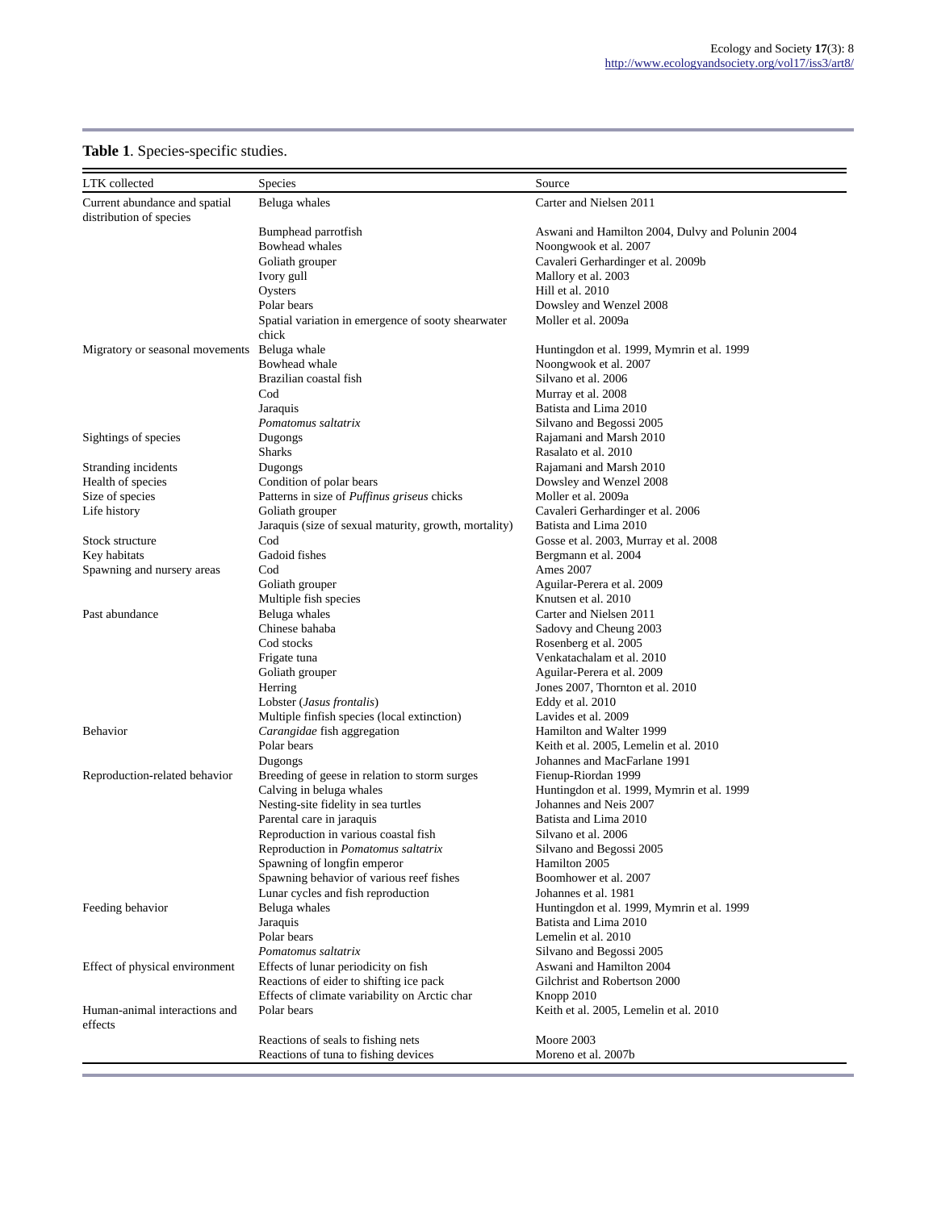**Table 1**. Species-specific studies.

| LTK collected | Species | Source |
|---|---|---|
| Current abundance and spatial distribution of species | Beluga whales | Carter and Nielsen 2011 |
| | Bumphead parrotfish | Aswani and Hamilton 2004, Dulvy and Polunin 2004 |
| | Bowhead whales | Noongwook et al. 2007 |
| | Goliath grouper | Cavaleri Gerhardinger et al. 2009b |
| | Ivory gull | Mallory et al. 2003 |
| | Oysters | Hill et al. 2010 |
| | Polar bears | Dowsley and Wenzel 2008 |
| | Spatial variation in emergence of sooty shearwater chick | Moller et al. 2009a |
| Migratory or seasonal movements | Beluga whale | Huntingdon et al. 1999, Mymrin et al. 1999 |
| | Bowhead whale | Noongwook et al. 2007 |
| | Brazilian coastal fish | Silvano et al. 2006 |
| | Cod | Murray et al. 2008 |
| | Jaraquis | Batista and Lima 2010 |
| | *Pomatomus saltatrix* | Silvano and Begossi 2005 |
| Sightings of species | Dugongs | Rajamani and Marsh 2010 |
| | Sharks | Rasalato et al. 2010 |
| Stranding incidents | Dugongs | Rajamani and Marsh 2010 |
| Health of species | Condition of polar bears | Dowsley and Wenzel 2008 |
| Size of species | Patterns in size of *Puffinus griseus* chicks | Moller et al. 2009a |
| Life history | Goliath grouper | Cavaleri Gerhardinger et al. 2006 |
| | Jaraquis (size of sexual maturity, growth, mortality) | Batista and Lima 2010 |
| Stock structure | Cod | Gosse et al. 2003, Murray et al. 2008 |
| Key habitats | Gadoid fishes | Bergmann et al. 2004 |
| Spawning and nursery areas | Cod | Ames 2007 |
| | Goliath grouper | Aguilar-Perera et al. 2009 |
| | Multiple fish species | Knutsen et al. 2010 |
| Past abundance | Beluga whales | Carter and Nielsen 2011 |
| | Chinese bahaba | Sadovy and Cheung 2003 |
| | Cod stocks | Rosenberg et al. 2005 |
| | Frigate tuna | Venkatachalam et al. 2010 |
| | Goliath grouper | Aguilar-Perera et al. 2009 |
| | Herring | Jones 2007, Thornton et al. 2010 |
| | Lobster (*Jasus frontalis*) | Eddy et al. 2010 |
| | Multiple finfish species (local extinction) | Lavides et al. 2009 |
| Behavior | *Carangidae* fish aggregation | Hamilton and Walter 1999 |
| | Polar bears | Keith et al. 2005, Lemelin et al. 2010 |
| | Dugongs | Johannes and MacFarlane 1991 |
| Reproduction-related behavior | Breeding of geese in relation to storm surges | Fienup-Riordan 1999 |
| | Calving in beluga whales | Huntingdon et al. 1999, Mymrin et al. 1999 |
| | Nesting-site fidelity in sea turtles | Johannes and Neis 2007 |
| | Parental care in jaraquis | Batista and Lima 2010 |
| | Reproduction in various coastal fish | Silvano et al. 2006 |
| | Reproduction in *Pomatomus saltatrix* | Silvano and Begossi 2005 |
| | Spawning of longfin emperor | Hamilton 2005 |
| | Spawning behavior of various reef fishes | Boomhower et al. 2007 |
| | Lunar cycles and fish reproduction | Johannes et al. 1981 |
| Feeding behavior | Beluga whales | Huntingdon et al. 1999, Mymrin et al. 1999 |
| | Jaraquis | Batista and Lima 2010 |
| | Polar bears | Lemelin et al. 2010 |
| | *Pomatomus saltatrix* | Silvano and Begossi 2005 |
| Effect of physical environment | Effects of lunar periodicity on fish | Aswani and Hamilton 2004 |
| | Reactions of eider to shifting ice pack | Gilchrist and Robertson 2000 |
| | Effects of climate variability on Arctic char | Knopp 2010 |
| Human-animal interactions and effects | Polar bears | Keith et al. 2005, Lemelin et al. 2010 |
| | Reactions of seals to fishing nets | Moore 2003 |
| | Reactions of tuna to fishing devices | Moreno et al. 2007b |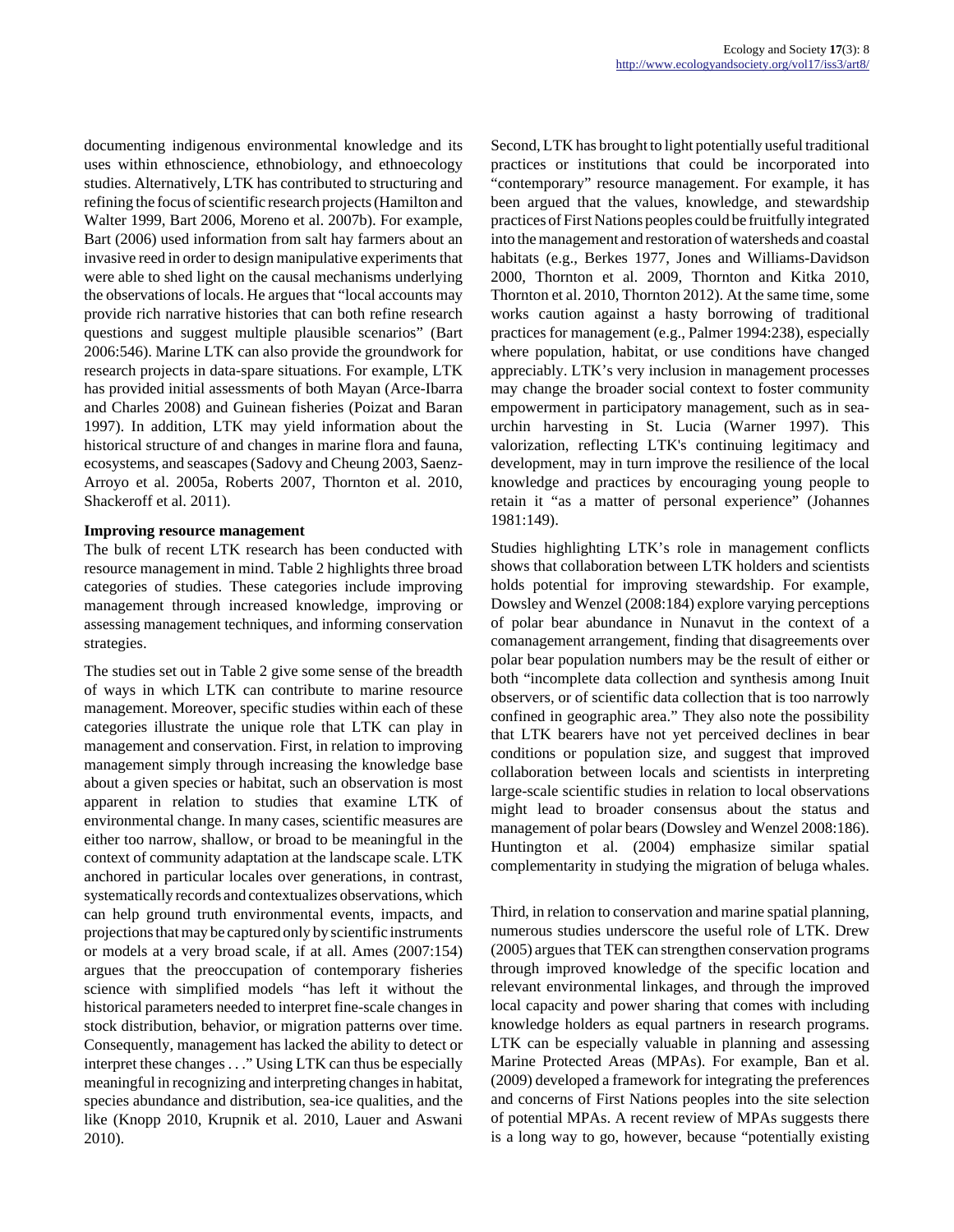documenting indigenous environmental knowledge and its uses within ethnoscience, ethnobiology, and ethnoecology studies. Alternatively, LTK has contributed to structuring and refining the focus of scientific research projects (Hamilton and Walter 1999, Bart 2006, Moreno et al. 2007b). For example, Bart (2006) used information from salt hay farmers about an invasive reed in order to design manipulative experiments that were able to shed light on the causal mechanisms underlying the observations of locals. He argues that "local accounts may provide rich narrative histories that can both refine research questions and suggest multiple plausible scenarios" (Bart 2006:546). Marine LTK can also provide the groundwork for research projects in data-spare situations. For example, LTK has provided initial assessments of both Mayan (Arce-Ibarra and Charles 2008) and Guinean fisheries (Poizat and Baran 1997). In addition, LTK may yield information about the historical structure of and changes in marine flora and fauna, ecosystems, and seascapes (Sadovy and Cheung 2003, Saenz-Arroyo et al. 2005a, Roberts 2007, Thornton et al. 2010, Shackeroff et al. 2011).

**Improving resource management**

The bulk of recent LTK research has been conducted with resource management in mind. Table 2 highlights three broad categories of studies. These categories include improving management through increased knowledge, improving or assessing management techniques, and informing conservation strategies.

The studies set out in Table 2 give some sense of the breadth of ways in which LTK can contribute to marine resource management. Moreover, specific studies within each of these categories illustrate the unique role that LTK can play in management and conservation. First, in relation to improving management simply through increasing the knowledge base about a given species or habitat, such an observation is most apparent in relation to studies that examine LTK of environmental change. In many cases, scientific measures are either too narrow, shallow, or broad to be meaningful in the context of community adaptation at the landscape scale. LTK anchored in particular locales over generations, in contrast, systematically records and contextualizes observations, which can help ground truth environmental events, impacts, and projections that may be captured only by scientific instruments or models at a very broad scale, if at all. Ames (2007:154) argues that the preoccupation of contemporary fisheries science with simplified models "has left it without the historical parameters needed to interpret fine-scale changes in stock distribution, behavior, or migration patterns over time. Consequently, management has lacked the ability to detect or interpret these changes . . ." Using LTK can thus be especially meaningful in recognizing and interpreting changes in habitat, species abundance and distribution, sea-ice qualities, and the like (Knopp 2010, Krupnik et al. 2010, Lauer and Aswani 2010).

Second, LTK has brought to light potentially useful traditional practices or institutions that could be incorporated into "contemporary" resource management. For example, it has been argued that the values, knowledge, and stewardship practices of First Nations peoples could be fruitfully integrated into the management and restoration of watersheds and coastal habitats (e.g., Berkes 1977, Jones and Williams-Davidson 2000, Thornton et al. 2009, Thornton and Kitka 2010, Thornton et al. 2010, Thornton 2012). At the same time, some works caution against a hasty borrowing of traditional practices for management (e.g., Palmer 1994:238), especially where population, habitat, or use conditions have changed appreciably. LTK's very inclusion in management processes may change the broader social context to foster community empowerment in participatory management, such as in sea-urchin harvesting in St. Lucia (Warner 1997). This valorization, reflecting LTK's continuing legitimacy and development, may in turn improve the resilience of the local knowledge and practices by encouraging young people to retain it "as a matter of personal experience" (Johannes 1981:149).

Studies highlighting LTK's role in management conflicts shows that collaboration between LTK holders and scientists holds potential for improving stewardship. For example, Dowsley and Wenzel (2008:184) explore varying perceptions of polar bear abundance in Nunavut in the context of a comanagement arrangement, finding that disagreements over polar bear population numbers may be the result of either or both "incomplete data collection and synthesis among Inuit observers, or of scientific data collection that is too narrowly confined in geographic area." They also note the possibility that LTK bearers have not yet perceived declines in bear conditions or population size, and suggest that improved collaboration between locals and scientists in interpreting large-scale scientific studies in relation to local observations might lead to broader consensus about the status and management of polar bears (Dowsley and Wenzel 2008:186). Huntington et al. (2004) emphasize similar spatial complementarity in studying the migration of beluga whales.

Third, in relation to conservation and marine spatial planning, numerous studies underscore the useful role of LTK. Drew (2005) argues that TEK can strengthen conservation programs through improved knowledge of the specific location and relevant environmental linkages, and through the improved local capacity and power sharing that comes with including knowledge holders as equal partners in research programs. LTK can be especially valuable in planning and assessing Marine Protected Areas (MPAs). For example, Ban et al. (2009) developed a framework for integrating the preferences and concerns of First Nations peoples into the site selection of potential MPAs. A recent review of MPAs suggests there is a long way to go, however, because "potentially existing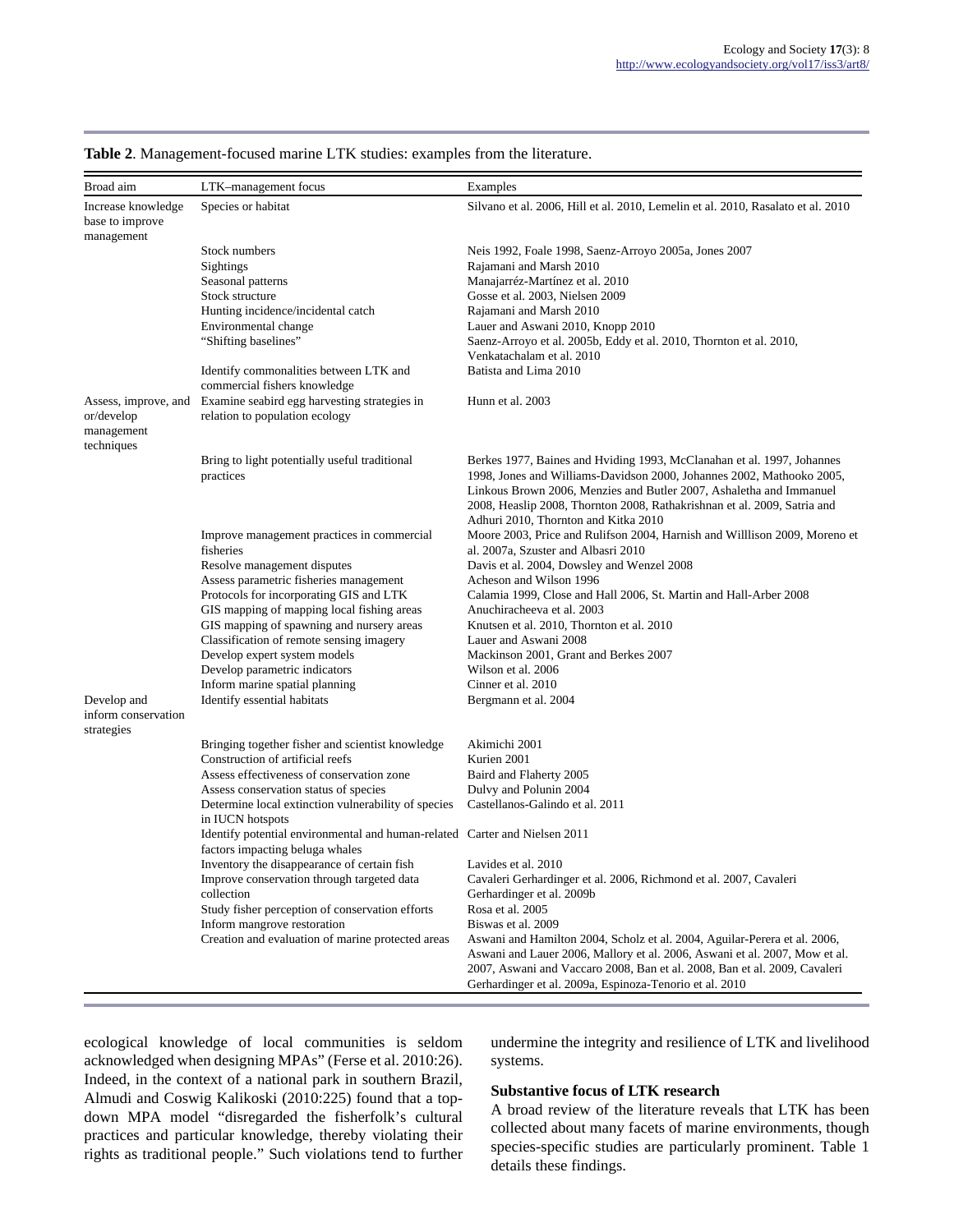**Table 2**. Management-focused marine LTK studies: examples from the literature.

| Broad aim | LTK–management focus | Examples |
|---|---|---|
| Increase knowledge base to improve management | Species or habitat | Silvano et al. 2006, Hill et al. 2010, Lemelin et al. 2010, Rasalato et al. 2010 |
| | Stock numbers | Neis 1992, Foale 1998, Saenz-Arroyo 2005a, Jones 2007 |
| | Sightings | Rajamani and Marsh 2010 |
| | Seasonal patterns | Manajarréz-Martínez et al. 2010 |
| | Stock structure | Gosse et al. 2003, Nielsen 2009 |
| | Hunting incidence/incidental catch | Rajamani and Marsh 2010 |
| | Environmental change | Lauer and Aswani 2010, Knopp 2010 |
| | "Shifting baselines" | Saenz-Arroyo et al. 2005b, Eddy et al. 2010, Thornton et al. 2010, Venkatachalam et al. 2010 |
| | Identify commonalities between LTK and commercial fishers knowledge | Batista and Lima 2010 |
| Assess, improve, and or/develop management techniques | Examine seabird egg harvesting strategies in relation to population ecology | Hunn et al. 2003 |
| | Bring to light potentially useful traditional practices | Berkes 1977, Baines and Hviding 1993, McClanahan et al. 1997, Johannes 1998, Jones and Williams-Davidson 2000, Johannes 2002, Mathooko 2005, Linkous Brown 2006, Menzies and Butler 2007, Ashaletha and Immanuel 2008, Heaslip 2008, Thornton 2008, Rathakrishnan et al. 2009, Satria and Adhuri 2010, Thornton and Kitka 2010 |
| | Improve management practices in commercial fisheries | Moore 2003, Price and Rulifson 2004, Harnish and Willlison 2009, Moreno et al. 2007a, Szuster and Albasri 2010 |
| | Resolve management disputes | Davis et al. 2004, Dowsley and Wenzel 2008 |
| | Assess parametric fisheries management | Acheson and Wilson 1996 |
| | Protocols for incorporating GIS and LTK | Calamia 1999, Close and Hall 2006, St. Martin and Hall-Arber 2008 |
| | GIS mapping of mapping local fishing areas | Anuchiracheeva et al. 2003 |
| | GIS mapping of spawning and nursery areas | Knutsen et al. 2010, Thornton et al. 2010 |
| | Classification of remote sensing imagery | Lauer and Aswani 2008 |
| | Develop expert system models | Mackinson 2001, Grant and Berkes 2007 |
| | Develop parametric indicators | Wilson et al. 2006 |
| | Inform marine spatial planning | Cinner et al. 2010 |
| Develop and inform conservation strategies | Identify essential habitats | Bergmann et al. 2004 |
| | Bringing together fisher and scientist knowledge | Akimichi 2001 |
| | Construction of artificial reefs | Kurien 2001 |
| | Assess effectiveness of conservation zone | Baird and Flaherty 2005 |
| | Assess conservation status of species | Dulvy and Polunin 2004 |
| | Determine local extinction vulnerability of species in IUCN hotspots | Castellanos-Galindo et al. 2011 |
| | Identify potential environmental and human-related factors impacting beluga whales | Carter and Nielsen 2011 |
| | Inventory the disappearance of certain fish | Lavides et al. 2010 |
| | Improve conservation through targeted data collection | Cavaleri Gerhardinger et al. 2006, Richmond et al. 2007, Cavaleri Gerhardinger et al. 2009b |
| | Study fisher perception of conservation efforts | Rosa et al. 2005 |
| | Inform mangrove restoration | Biswas et al. 2009 |
| | Creation and evaluation of marine protected areas | Aswani and Hamilton 2004, Scholz et al. 2004, Aguilar-Perera et al. 2006, Aswani and Lauer 2006, Mallory et al. 2006, Aswani et al. 2007, Mow et al. 2007, Aswani and Vaccaro 2008, Ban et al. 2008, Ban et al. 2009, Cavaleri Gerhardinger et al. 2009a, Espinoza-Tenorio et al. 2010 |

ecological knowledge of local communities is seldom acknowledged when designing MPAs" (Ferse et al. 2010:26). Indeed, in the context of a national park in southern Brazil, Almudi and Coswig Kalikoski (2010:225) found that a top-down MPA model "disregarded the fisherfolk's cultural practices and particular knowledge, thereby violating their rights as traditional people." Such violations tend to further undermine the integrity and resilience of LTK and livelihood systems.

### Substantive focus of LTK research

A broad review of the literature reveals that LTK has been collected about many facets of marine environments, though species-specific studies are particularly prominent. Table 1 details these findings.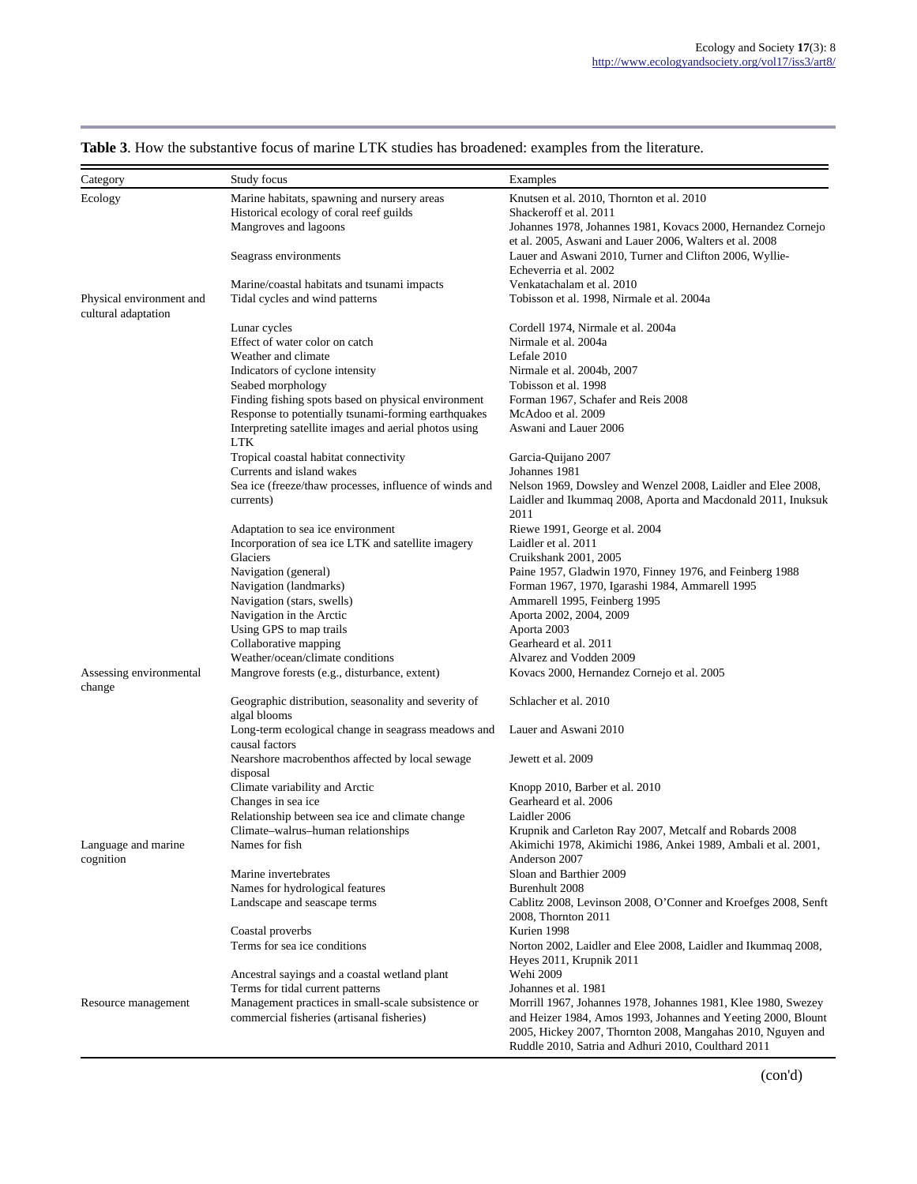**Table 3**. How the substantive focus of marine LTK studies has broadened: examples from the literature.

| Category | Study focus | Examples |
|---|---|---|
| Ecology | Marine habitats, spawning and nursery areas | Knutsen et al. 2010, Thornton et al. 2010 |
| | Historical ecology of coral reef guilds | Shackeroff et al. 2011 |
| | Mangroves and lagoons | Johannes 1978, Johannes 1981, Kovacs 2000, Hernandez Cornejo et al. 2005, Aswani and Lauer 2006, Walters et al. 2008 |
| | Seagrass environments | Lauer and Aswani 2010, Turner and Clifton 2006, Wyllie-Echeverria et al. 2002 |
| | Marine/coastal habitats and tsunami impacts | Venkatachalam et al. 2010 |
| Physical environment and cultural adaptation | Tidal cycles and wind patterns | Tobisson et al. 1998, Nirmale et al. 2004a |
| | Lunar cycles | Cordell 1974, Nirmale et al. 2004a |
| | Effect of water color on catch | Nirmale et al. 2004a |
| | Weather and climate | Lefale 2010 |
| | Indicators of cyclone intensity | Nirmale et al. 2004b, 2007 |
| | Seabed morphology | Tobisson et al. 1998 |
| | Finding fishing spots based on physical environment | Forman 1967, Schafer and Reis 2008 |
| | Response to potentially tsunami-forming earthquakes | McAdoo et al. 2009 |
| | Interpreting satellite images and aerial photos using LTK | Aswani and Lauer 2006 |
| | Tropical coastal habitat connectivity | Garcia-Quijano 2007 |
| | Currents and island wakes | Johannes 1981 |
| | Sea ice (freeze/thaw processes, influence of winds and currents) | Nelson 1969, Dowsley and Wenzel 2008, Laidler and Elee 2008, Laidler and Ikummaq 2008, Aporta and Macdonald 2011, Inuksuk 2011 |
| | Adaptation to sea ice environment | Riewe 1991, George et al. 2004 |
| | Incorporation of sea ice LTK and satellite imagery | Laidler et al. 2011 |
| | Glaciers | Cruikshank 2001, 2005 |
| | Navigation (general) | Paine 1957, Gladwin 1970, Finney 1976, and Feinberg 1988 |
| | Navigation (landmarks) | Forman 1967, 1970, Igarashi 1984, Ammarell 1995 |
| | Navigation (stars, swells) | Ammarell 1995, Feinberg 1995 |
| | Navigation in the Arctic | Aporta 2002, 2004, 2009 |
| | Using GPS to map trails | Aporta 2003 |
| | Collaborative mapping | Gearheard et al. 2011 |
| | Weather/ocean/climate conditions | Alvarez and Vodden 2009 |
| Assessing environmental change | Mangrove forests (e.g., disturbance, extent) | Kovacs 2000, Hernandez Cornejo et al. 2005 |
| | Geographic distribution, seasonality and severity of algal blooms | Schlacher et al. 2010 |
| | Long-term ecological change in seagrass meadows and causal factors | Lauer and Aswani 2010 |
| | Nearshore macrobenthos affected by local sewage disposal | Jewett et al. 2009 |
| | Climate variability and Arctic | Knopp 2010, Barber et al. 2010 |
| | Changes in sea ice | Gearheard et al. 2006 |
| | Relationship between sea ice and climate change | Laidler 2006 |
| | Climate–walrus–human relationships | Krupnik and Carleton Ray 2007, Metcalf and Robards 2008 |
| Language and marine cognition | Names for fish | Akimichi 1978, Akimichi 1986, Ankei 1989, Ambali et al. 2001, Anderson 2007 |
| | Marine invertebrates | Sloan and Barthier 2009 |
| | Names for hydrological features | Burenhult 2008 |
| | Landscape and seascape terms | Cablitz 2008, Levinson 2008, O'Conner and Kroefges 2008, Senft 2008, Thornton 2011 |
| | Coastal proverbs | Kurien 1998 |
| | Terms for sea ice conditions | Norton 2002, Laidler and Elee 2008, Laidler and Ikummaq 2008, Heyes 2011, Krupnik 2011 |
| | Ancestral sayings and a coastal wetland plant | Wehi 2009 |
| | Terms for tidal current patterns | Johannes et al. 1981 |
| Resource management | Management practices in small-scale subsistence or commercial fisheries (artisanal fisheries) | Morrill 1967, Johannes 1978, Johannes 1981, Klee 1980, Swezey and Heizer 1984, Amos 1993, Johannes and Yeeting 2000, Blount 2005, Hickey 2007, Thornton 2008, Mangahas 2010, Nguyen and Ruddle 2010, Satria and Adhuri 2010, Coulthard 2011 |

(con'd)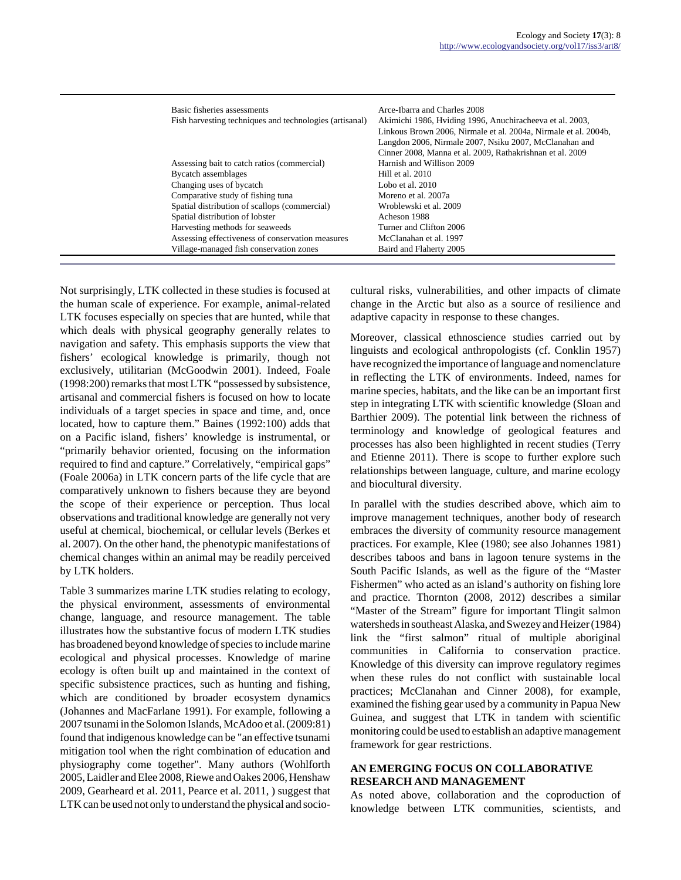| | |
|---|---|
| Basic fisheries assessments | Arce-Ibarra and Charles 2008 |
| Fish harvesting techniques and technologies (artisanal) | Akimichi 1986, Hviding 1996, Anuchiracheeva et al. 2003, Linkous Brown 2006, Nirmale et al. 2004a, Nirmale et al. 2004b, Langdon 2006, Nirmale 2007, Nsiku 2007, McClanahan and Cinner 2008, Manna et al. 2009, Rathakrishnan et al. 2009 |
| Assessing bait to catch ratios (commercial) | Harnish and Willison 2009 |
| Bycatch assemblages | Hill et al. 2010 |
| Changing uses of bycatch | Lobo et al. 2010 |
| Comparative study of fishing tuna | Moreno et al. 2007a |
| Spatial distribution of scallops (commercial) | Wroblewski et al. 2009 |
| Spatial distribution of lobster | Acheson 1988 |
| Harvesting methods for seaweeds | Turner and Clifton 2006 |
| Assessing effectiveness of conservation measures | McClanahan et al. 1997 |
| Village-managed fish conservation zones | Baird and Flaherty 2005 |

Not surprisingly, LTK collected in these studies is focused at the human scale of experience. For example, animal-related LTK focuses especially on species that are hunted, while that which deals with physical geography generally relates to navigation and safety. This emphasis supports the view that fishers' ecological knowledge is primarily, though not exclusively, utilitarian (McGoodwin 2001). Indeed, Foale (1998:200) remarks that most LTK "possessed by subsistence, artisanal and commercial fishers is focused on how to locate individuals of a target species in space and time, and, once located, how to capture them." Baines (1992:100) adds that on a Pacific island, fishers' knowledge is instrumental, or "primarily behavior oriented, focusing on the information required to find and capture." Correlatively, "empirical gaps" (Foale 2006a) in LTK concern parts of the life cycle that are comparatively unknown to fishers because they are beyond the scope of their experience or perception. Thus local observations and traditional knowledge are generally not very useful at chemical, biochemical, or cellular levels (Berkes et al. 2007). On the other hand, the phenotypic manifestations of chemical changes within an animal may be readily perceived by LTK holders.

Table 3 summarizes marine LTK studies relating to ecology, the physical environment, assessments of environmental change, language, and resource management. The table illustrates how the substantive focus of modern LTK studies has broadened beyond knowledge of species to include marine ecological and physical processes. Knowledge of marine ecology is often built up and maintained in the context of specific subsistence practices, such as hunting and fishing, which are conditioned by broader ecosystem dynamics (Johannes and MacFarlane 1991). For example, following a 2007 tsunami in the Solomon Islands, McAdoo et al. (2009:81) found that indigenous knowledge can be "an effective tsunami mitigation tool when the right combination of education and physiography come together". Many authors (Wohlforth 2005, Laidler and Elee 2008, Riewe and Oakes 2006, Henshaw 2009, Gearheard et al. 2011, Pearce et al. 2011, ) suggest that LTK can be used not only to understand the physical and socio-cultural risks, vulnerabilities, and other impacts of climate change in the Arctic but also as a source of resilience and adaptive capacity in response to these changes.

Moreover, classical ethnoscience studies carried out by linguists and ecological anthropologists (cf. Conklin 1957) have recognized the importance of language and nomenclature in reflecting the LTK of environments. Indeed, names for marine species, habitats, and the like can be an important first step in integrating LTK with scientific knowledge (Sloan and Barthier 2009). The potential link between the richness of terminology and knowledge of geological features and processes has also been highlighted in recent studies (Terry and Etienne 2011). There is scope to further explore such relationships between language, culture, and marine ecology and biocultural diversity.

In parallel with the studies described above, which aim to improve management techniques, another body of research embraces the diversity of community resource management practices. For example, Klee (1980; see also Johannes 1981) describes taboos and bans in lagoon tenure systems in the South Pacific Islands, as well as the figure of the "Master Fishermen" who acted as an island's authority on fishing lore and practice. Thornton (2008, 2012) describes a similar "Master of the Stream" figure for important Tlingit salmon watersheds in southeast Alaska, and Swezey and Heizer (1984) link the "first salmon" ritual of multiple aboriginal communities in California to conservation practice. Knowledge of this diversity can improve regulatory regimes when these rules do not conflict with sustainable local practices; McClanahan and Cinner 2008), for example, examined the fishing gear used by a community in Papua New Guinea, and suggest that LTK in tandem with scientific monitoring could be used to establish an adaptive management framework for gear restrictions.

## AN EMERGING FOCUS ON COLLABORATIVE RESEARCH AND MANAGEMENT

As noted above, collaboration and the coproduction of knowledge between LTK communities, scientists, and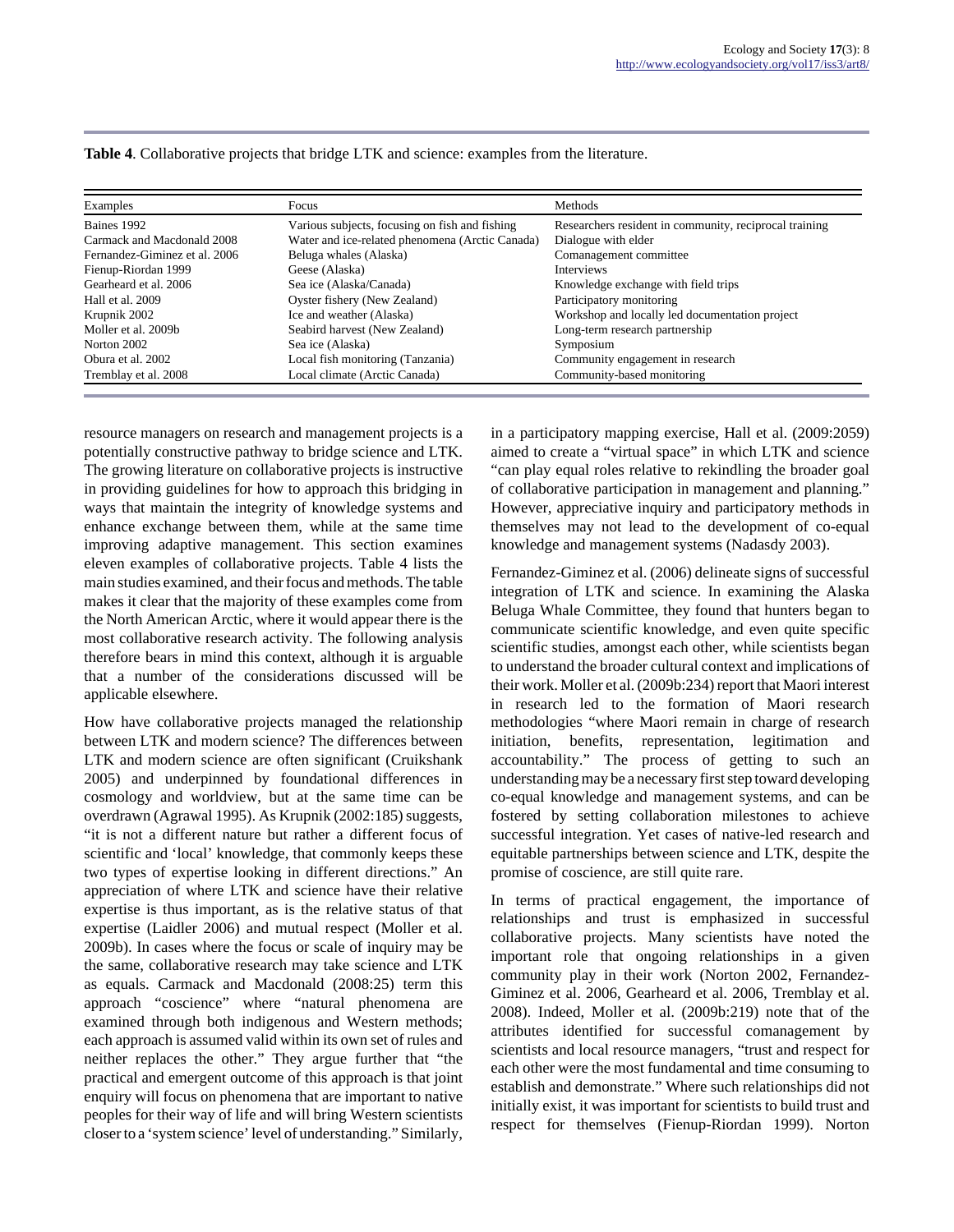**Table 4**. Collaborative projects that bridge LTK and science: examples from the literature.

| Examples | Focus | Methods |
|---|---|---|
| Baines 1992 | Various subjects, focusing on fish and fishing | Researchers resident in community, reciprocal training |
| Carmack and Macdonald 2008 | Water and ice-related phenomena (Arctic Canada) | Dialogue with elder |
| Fernandez-Giminez et al. 2006 | Beluga whales (Alaska) | Comanagement committee |
| Fienup-Riordan 1999 | Geese (Alaska) | Interviews |
| Gearheard et al. 2006 | Sea ice (Alaska/Canada) | Knowledge exchange with field trips |
| Hall et al. 2009 | Oyster fishery (New Zealand) | Participatory monitoring |
| Krupnik 2002 | Ice and weather (Alaska) | Workshop and locally led documentation project |
| Moller et al. 2009b | Seabird harvest (New Zealand) | Long-term research partnership |
| Norton 2002 | Sea ice (Alaska) | Symposium |
| Obura et al. 2002 | Local fish monitoring (Tanzania) | Community engagement in research |
| Tremblay et al. 2008 | Local climate (Arctic Canada) | Community-based monitoring |

resource managers on research and management projects is a potentially constructive pathway to bridge science and LTK. The growing literature on collaborative projects is instructive in providing guidelines for how to approach this bridging in ways that maintain the integrity of knowledge systems and enhance exchange between them, while at the same time improving adaptive management. This section examines eleven examples of collaborative projects. Table 4 lists the main studies examined, and their focus and methods. The table makes it clear that the majority of these examples come from the North American Arctic, where it would appear there is the most collaborative research activity. The following analysis therefore bears in mind this context, although it is arguable that a number of the considerations discussed will be applicable elsewhere.

How have collaborative projects managed the relationship between LTK and modern science? The differences between LTK and modern science are often significant (Cruikshank 2005) and underpinned by foundational differences in cosmology and worldview, but at the same time can be overdrawn (Agrawal 1995). As Krupnik (2002:185) suggests, "it is not a different nature but rather a different focus of scientific and 'local' knowledge, that commonly keeps these two types of expertise looking in different directions." An appreciation of where LTK and science have their relative expertise is thus important, as is the relative status of that expertise (Laidler 2006) and mutual respect (Moller et al. 2009b). In cases where the focus or scale of inquiry may be the same, collaborative research may take science and LTK as equals. Carmack and Macdonald (2008:25) term this approach "coscience" where "natural phenomena are examined through both indigenous and Western methods; each approach is assumed valid within its own set of rules and neither replaces the other." They argue further that "the practical and emergent outcome of this approach is that joint enquiry will focus on phenomena that are important to native peoples for their way of life and will bring Western scientists closer to a 'system science' level of understanding." Similarly, in a participatory mapping exercise, Hall et al. (2009:2059) aimed to create a "virtual space" in which LTK and science "can play equal roles relative to rekindling the broader goal of collaborative participation in management and planning." However, appreciative inquiry and participatory methods in themselves may not lead to the development of co-equal knowledge and management systems (Nadasdy 2003).

Fernandez-Giminez et al. (2006) delineate signs of successful integration of LTK and science. In examining the Alaska Beluga Whale Committee, they found that hunters began to communicate scientific knowledge, and even quite specific scientific studies, amongst each other, while scientists began to understand the broader cultural context and implications of their work. Moller et al. (2009b:234) report that Maori interest in research led to the formation of Maori research methodologies "where Maori remain in charge of research initiation, benefits, representation, legitimation and accountability." The process of getting to such an understanding may be a necessary first step toward developing co-equal knowledge and management systems, and can be fostered by setting collaboration milestones to achieve successful integration. Yet cases of native-led research and equitable partnerships between science and LTK, despite the promise of coscience, are still quite rare.

In terms of practical engagement, the importance of relationships and trust is emphasized in successful collaborative projects. Many scientists have noted the important role that ongoing relationships in a given community play in their work (Norton 2002, Fernandez-Giminez et al. 2006, Gearheard et al. 2006, Tremblay et al. 2008). Indeed, Moller et al. (2009b:219) note that of the attributes identified for successful comanagement by scientists and local resource managers, "trust and respect for each other were the most fundamental and time consuming to establish and demonstrate." Where such relationships did not initially exist, it was important for scientists to build trust and respect for themselves (Fienup-Riordan 1999). Norton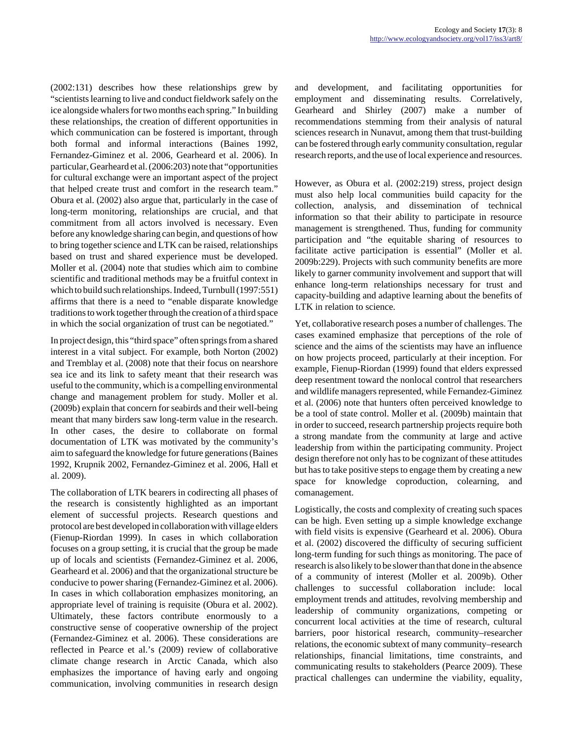(2002:131) describes how these relationships grew by "scientists learning to live and conduct fieldwork safely on the ice alongside whalers for two months each spring." In building these relationships, the creation of different opportunities in which communication can be fostered is important, through both formal and informal interactions (Baines 1992, Fernandez-Giminez et al. 2006, Gearheard et al. 2006). In particular, Gearheard et al. (2006:203) note that "opportunities for cultural exchange were an important aspect of the project that helped create trust and comfort in the research team." Obura et al. (2002) also argue that, particularly in the case of long-term monitoring, relationships are crucial, and that commitment from all actors involved is necessary. Even before any knowledge sharing can begin, and questions of how to bring together science and LTK can be raised, relationships based on trust and shared experience must be developed. Moller et al. (2004) note that studies which aim to combine scientific and traditional methods may be a fruitful context in which to build such relationships. Indeed, Turnbull (1997:551) affirms that there is a need to "enable disparate knowledge traditions to work together through the creation of a third space in which the social organization of trust can be negotiated."

In project design, this "third space" often springs from a shared interest in a vital subject. For example, both Norton (2002) and Tremblay et al. (2008) note that their focus on nearshore sea ice and its link to safety meant that their research was useful to the community, which is a compelling environmental change and management problem for study. Moller et al. (2009b) explain that concern for seabirds and their well-being meant that many birders saw long-term value in the research. In other cases, the desire to collaborate on formal documentation of LTK was motivated by the community's aim to safeguard the knowledge for future generations (Baines 1992, Krupnik 2002, Fernandez-Giminez et al. 2006, Hall et al. 2009).

The collaboration of LTK bearers in codirecting all phases of the research is consistently highlighted as an important element of successful projects. Research questions and protocol are best developed in collaboration with village elders (Fienup-Riordan 1999). In cases in which collaboration focuses on a group setting, it is crucial that the group be made up of locals and scientists (Fernandez-Giminez et al. 2006, Gearheard et al. 2006) and that the organizational structure be conducive to power sharing (Fernandez-Giminez et al. 2006). In cases in which collaboration emphasizes monitoring, an appropriate level of training is requisite (Obura et al. 2002). Ultimately, these factors contribute enormously to a constructive sense of cooperative ownership of the project (Fernandez-Giminez et al. 2006). These considerations are reflected in Pearce et al.'s (2009) review of collaborative climate change research in Arctic Canada, which also emphasizes the importance of having early and ongoing communication, involving communities in research design and development, and facilitating opportunities for employment and disseminating results. Correlatively, Gearheard and Shirley (2007) make a number of recommendations stemming from their analysis of natural sciences research in Nunavut, among them that trust-building can be fostered through early community consultation, regular research reports, and the use of local experience and resources.

However, as Obura et al. (2002:219) stress, project design must also help local communities build capacity for the collection, analysis, and dissemination of technical information so that their ability to participate in resource management is strengthened. Thus, funding for community participation and "the equitable sharing of resources to facilitate active participation is essential" (Moller et al. 2009b:229). Projects with such community benefits are more likely to garner community involvement and support that will enhance long-term relationships necessary for trust and capacity-building and adaptive learning about the benefits of LTK in relation to science.

Yet, collaborative research poses a number of challenges. The cases examined emphasize that perceptions of the role of science and the aims of the scientists may have an influence on how projects proceed, particularly at their inception. For example, Fienup-Riordan (1999) found that elders expressed deep resentment toward the nonlocal control that researchers and wildlife managers represented, while Fernandez-Giminez et al. (2006) note that hunters often perceived knowledge to be a tool of state control. Moller et al. (2009b) maintain that in order to succeed, research partnership projects require both a strong mandate from the community at large and active leadership from within the participating community. Project design therefore not only has to be cognizant of these attitudes but has to take positive steps to engage them by creating a new space for knowledge coproduction, colearning, and comanagement.

Logistically, the costs and complexity of creating such spaces can be high. Even setting up a simple knowledge exchange with field visits is expensive (Gearheard et al. 2006). Obura et al. (2002) discovered the difficulty of securing sufficient long-term funding for such things as monitoring. The pace of research is also likely to be slower than that done in the absence of a community of interest (Moller et al. 2009b). Other challenges to successful collaboration include: local employment trends and attitudes, revolving membership and leadership of community organizations, competing or concurrent local activities at the time of research, cultural barriers, poor historical research, community–researcher relations, the economic subtext of many community–research relationships, financial limitations, time constraints, and communicating results to stakeholders (Pearce 2009). These practical challenges can undermine the viability, equality,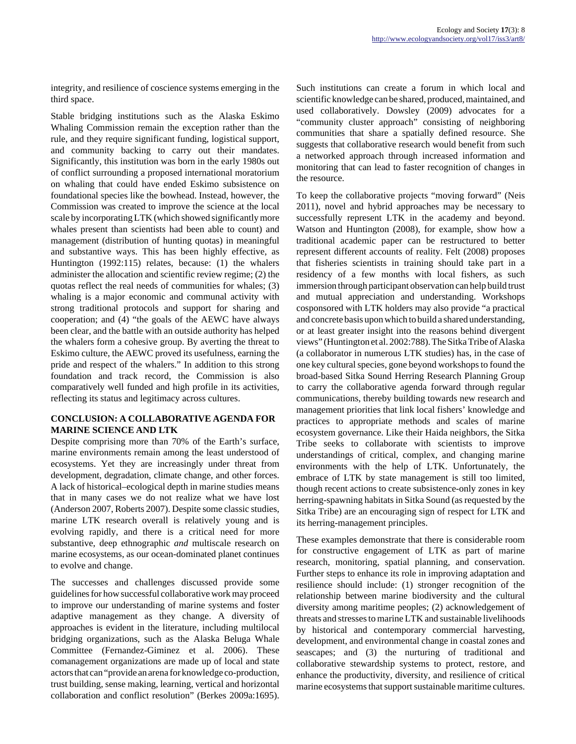integrity, and resilience of coscience systems emerging in the third space.

Stable bridging institutions such as the Alaska Eskimo Whaling Commission remain the exception rather than the rule, and they require significant funding, logistical support, and community backing to carry out their mandates. Significantly, this institution was born in the early 1980s out of conflict surrounding a proposed international moratorium on whaling that could have ended Eskimo subsistence on foundational species like the bowhead. Instead, however, the Commission was created to improve the science at the local scale by incorporating LTK (which showed significantly more whales present than scientists had been able to count) and management (distribution of hunting quotas) in meaningful and substantive ways. This has been highly effective, as Huntington (1992:115) relates, because: (1) the whalers administer the allocation and scientific review regime; (2) the quotas reflect the real needs of communities for whales; (3) whaling is a major economic and communal activity with strong traditional protocols and support for sharing and cooperation; and (4) "the goals of the AEWC have always been clear, and the battle with an outside authority has helped the whalers form a cohesive group. By averting the threat to Eskimo culture, the AEWC proved its usefulness, earning the pride and respect of the whalers." In addition to this strong foundation and track record, the Commission is also comparatively well funded and high profile in its activities, reflecting its status and legitimacy across cultures.

## CONCLUSION: A COLLABORATIVE AGENDA FOR MARINE SCIENCE AND LTK

Despite comprising more than 70% of the Earth's surface, marine environments remain among the least understood of ecosystems. Yet they are increasingly under threat from development, degradation, climate change, and other forces. A lack of historical–ecological depth in marine studies means that in many cases we do not realize what we have lost (Anderson 2007, Roberts 2007). Despite some classic studies, marine LTK research overall is relatively young and is evolving rapidly, and there is a critical need for more substantive, deep ethnographic *and* multiscale research on marine ecosystems, as our ocean-dominated planet continues to evolve and change.

The successes and challenges discussed provide some guidelines for how successful collaborative work may proceed to improve our understanding of marine systems and foster adaptive management as they change. A diversity of approaches is evident in the literature, including multilocal bridging organizations, such as the Alaska Beluga Whale Committee (Fernandez-Gimenez et al. 2006). These comanagement organizations are made up of local and state actors that can "provide an arena for knowledge co-production, trust building, sense making, learning, vertical and horizontal collaboration and conflict resolution" (Berkes 2009a:1695). Such institutions can create a forum in which local and scientific knowledge can be shared, produced, maintained, and used collaboratively. Dowsley (2009) advocates for a "community cluster approach" consisting of neighboring communities that share a spatially defined resource. She suggests that collaborative research would benefit from such a networked approach through increased information and monitoring that can lead to faster recognition of changes in the resource.

To keep the collaborative projects "moving forward" (Neis 2011), novel and hybrid approaches may be necessary to successfully represent LTK in the academy and beyond. Watson and Huntington (2008), for example, show how a traditional academic paper can be restructured to better represent different accounts of reality. Felt (2008) proposes that fisheries scientists in training should take part in a residency of a few months with local fishers, as such immersion through participant observation can help build trust and mutual appreciation and understanding. Workshops cosponsored with LTK holders may also provide "a practical and concrete basis upon which to build a shared understanding, or at least greater insight into the reasons behind divergent views" (Huntington et al. 2002:788). The Sitka Tribe of Alaska (a collaborator in numerous LTK studies) has, in the case of one key cultural species, gone beyond workshops to found the broad-based Sitka Sound Herring Research Planning Group to carry the collaborative agenda forward through regular communications, thereby building towards new research and management priorities that link local fishers' knowledge and practices to appropriate methods and scales of marine ecosystem governance. Like their Haida neighbors, the Sitka Tribe seeks to collaborate with scientists to improve understandings of critical, complex, and changing marine environments with the help of LTK. Unfortunately, the embrace of LTK by state management is still too limited, though recent actions to create subsistence-only zones in key herring-spawning habitats in Sitka Sound (as requested by the Sitka Tribe) are an encouraging sign of respect for LTK and its herring-management principles.

These examples demonstrate that there is considerable room for constructive engagement of LTK as part of marine research, monitoring, spatial planning, and conservation. Further steps to enhance its role in improving adaptation and resilience should include: (1) stronger recognition of the relationship between marine biodiversity and the cultural diversity among maritime peoples; (2) acknowledgement of threats and stresses to marine LTK and sustainable livelihoods by historical and contemporary commercial harvesting, development, and environmental change in coastal zones and seascapes; and (3) the nurturing of traditional and collaborative stewardship systems to protect, restore, and enhance the productivity, diversity, and resilience of critical marine ecosystems that support sustainable maritime cultures.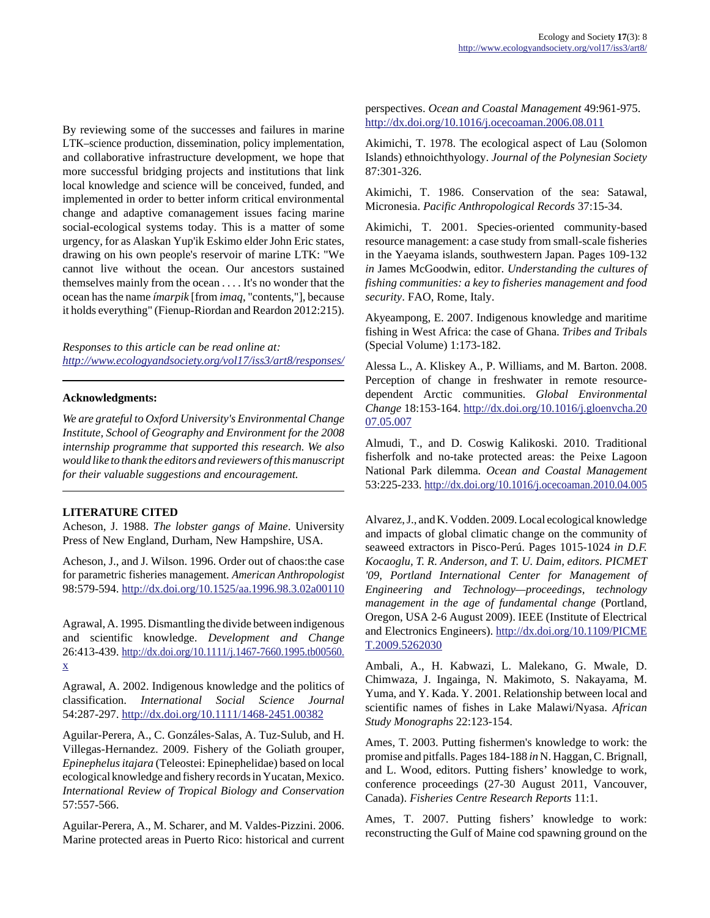By reviewing some of the successes and failures in marine LTK–science production, dissemination, policy implementation, and collaborative infrastructure development, we hope that more successful bridging projects and institutions that link local knowledge and science will be conceived, funded, and implemented in order to better inform critical environmental change and adaptive comanagement issues facing marine social-ecological systems today. This is a matter of some urgency, for as Alaskan Yup'ik Eskimo elder John Eric states, drawing on his own people's reservoir of marine LTK: "We cannot live without the ocean. Our ancestors sustained themselves mainly from the ocean . . . . It's no wonder that the ocean has the name *ímarpik* [from *imaq*, "contents,"], because it holds everything" (Fienup-Riordan and Reardon 2012:215).

*Responses to this article can be read online at:*
*http://www.ecologyandsociety.org/vol17/iss3/art8/responses/*

---

**Acknowledgments:**

*We are grateful to Oxford University's Environmental Change Institute, School of Geography and Environment for the 2008 internship programme that supported this research. We also would like to thank the editors and reviewers of this manuscript for their valuable suggestions and encouragement.*

---

**LITERATURE CITED**

Acheson, J. 1988. *The lobster gangs of Maine*. University Press of New England, Durham, New Hampshire, USA.

Acheson, J., and J. Wilson. 1996. Order out of chaos:the case for parametric fisheries management. *American Anthropologist* 98:579-594. http://dx.doi.org/10.1525/aa.1996.98.3.02a00110

Agrawal, A. 1995. Dismantling the divide between indigenous and scientific knowledge. *Development and Change* 26:413-439. http://dx.doi.org/10.1111/j.1467-7660.1995.tb00560.x

Agrawal, A. 2002. Indigenous knowledge and the politics of classification. *International Social Science Journal* 54:287-297. http://dx.doi.org/10.1111/1468-2451.00382

Aguilar-Perera, A., C. Gonzáles-Salas, A. Tuz-Sulub, and H. Villegas-Hernandez. 2009. Fishery of the Goliath grouper, *Epinephelus itajara* (Teleostei: Epinephelidae) based on local ecological knowledge and fishery records in Yucatan, Mexico. *International Review of Tropical Biology and Conservation* 57:557-566.

Aguilar-Perera, A., M. Scharer, and M. Valdes-Pizzini. 2006. Marine protected areas in Puerto Rico: historical and current perspectives. *Ocean and Coastal Management* 49:961-975. http://dx.doi.org/10.1016/j.ocecoaman.2006.08.011

Akimichi, T. 1978. The ecological aspect of Lau (Solomon Islands) ethnoichthyology. *Journal of the Polynesian Society* 87:301-326.

Akimichi, T. 1986. Conservation of the sea: Satawal, Micronesia. *Pacific Anthropological Records* 37:15-34.

Akimichi, T. 2001. Species-oriented community-based resource management: a case study from small-scale fisheries in the Yaeyama islands, southwestern Japan. Pages 109-132 *in* James McGoodwin, editor. *Understanding the cultures of fishing communities: a key to fisheries management and food security*. FAO, Rome, Italy.

Akyeampong, E. 2007. Indigenous knowledge and maritime fishing in West Africa: the case of Ghana. *Tribes and Tribals* (Special Volume) 1:173-182.

Alessa L., A. Kliskey A., P. Williams, and M. Barton. 2008. Perception of change in freshwater in remote resource-dependent Arctic communities. *Global Environmental Change* 18:153-164. http://dx.doi.org/10.1016/j.gloenvcha.2007.05.007

Almudi, T., and D. Coswig Kalikoski. 2010. Traditional fisherfolk and no-take protected areas: the Peixe Lagoon National Park dilemma. *Ocean and Coastal Management* 53:225-233. http://dx.doi.org/10.1016/j.ocecoaman.2010.04.005

Alvarez, J., and K. Vodden. 2009. Local ecological knowledge and impacts of global climatic change on the community of seaweed extractors in Pisco-Perú. Pages 1015-1024 *in D.F. Kocaoglu, T. R. Anderson, and T. U. Daim, editors. PICMET '09, Portland International Center for Management of Engineering and Technology—proceedings, technology management in the age of fundamental change* (Portland, Oregon, USA 2-6 August 2009). IEEE (Institute of Electrical and Electronics Engineers). http://dx.doi.org/10.1109/PICMET.2009.5262030

Ambali, A., H. Kabwazi, L. Malekano, G. Mwale, D. Chimwaza, J. Ingainga, N. Makimoto, S. Nakayama, M. Yuma, and Y. Kada. Y. 2001. Relationship between local and scientific names of fishes in Lake Malawi/Nyasa. *African Study Monographs* 22:123-154.

Ames, T. 2003. Putting fishermen's knowledge to work: the promise and pitfalls. Pages 184-188 *in* N. Haggan, C. Brignall, and L. Wood, editors. Putting fishers' knowledge to work, conference proceedings (27-30 August 2011, Vancouver, Canada). *Fisheries Centre Research Reports* 11:1.

Ames, T. 2007. Putting fishers' knowledge to work: reconstructing the Gulf of Maine cod spawning ground on the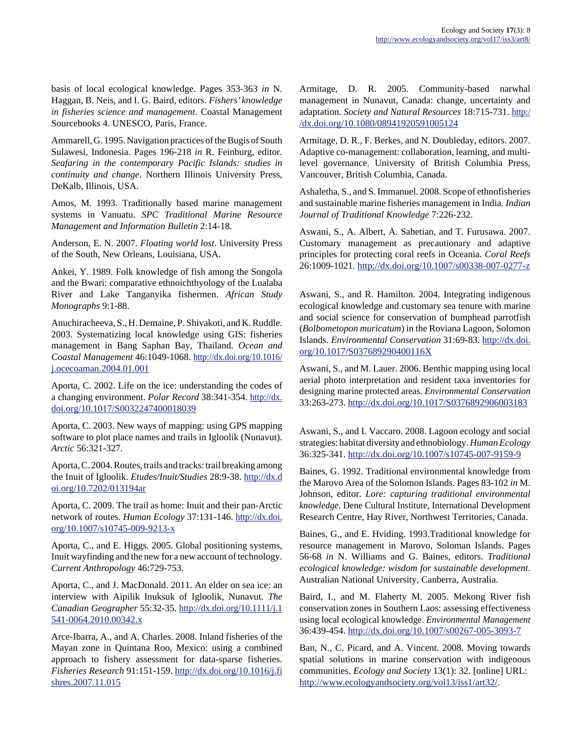basis of local ecological knowledge. Pages 353-363 *in* N. Haggan, B. Neis, and I. G. Baird, editors. *Fishers' knowledge in fisheries science and management*. Coastal Management Sourcebooks 4. UNESCO, Paris, France.

Ammarell, G. 1995. Navigation practices of the Bugis of South Sulawesi, Indonesia. Pages 196-218 *in* R. Feinburg, editor. *Seafaring in the contemporary Pacific Islands: studies in continuity and change*. Northern Illinois University Press, DeKalb, Illinois, USA.

Amos, M. 1993. Traditionally based marine management systems in Vanuatu. *SPC Traditional Marine Resource Management and Information Bulletin* 2:14-18.

Anderson, E. N. 2007. *Floating world lost*. University Press of the South, New Orleans, Louisiana, USA.

Ankei, Y. 1989. Folk knowledge of fish among the Songola and the Bwari: comparative ethnoichthyology of the Lualaba River and Lake Tanganyika fishermen. *African Study Monographs* 9:1-88.

Anuchiracheeva, S., H. Demaine, P. Shivakoti, and K. Ruddle. 2003. Systematizing local knowledge using GIS: fisheries management in Bang Saphan Bay, Thailand. *Ocean and Coastal Management* 46:1049-1068. http://dx.doi.org/10.1016/j.ocecoaman.2004.01.001

Aporta, C. 2002. Life on the ice: understanding the codes of a changing environment. *Polar Record* 38:341-354. http://dx.doi.org/10.1017/S0032247400018039

Aporta, C. 2003. New ways of mapping: using GPS mapping software to plot place names and trails in Igloolik (Nunavut). *Arctic* 56:321-327.

Aporta, C. 2004. Routes, trails and tracks: trail breaking among the Inuit of Igloolik. *Etudes/Inuit/Studies* 28:9-38. http://dx.doi.org/10.7202/013194ar

Aporta, C. 2009. The trail as home: Inuit and their pan-Arctic network of routes. *Human Ecology* 37:131-146. http://dx.doi.org/10.1007/s10745-009-9213-x

Aporta, C., and E. Higgs. 2005. Global positioning systems, Inuit wayfinding and the new for a new account of technology. *Current Anthropology* 46:729-753.

Aporta, C., and J. MacDonald. 2011. An elder on sea ice: an interview with Aipilik Inuksuk of Igloolik, Nunavut. *The Canadian Geographer* 55:32-35. http://dx.doi.org/10.1111/j.1541-0064.2010.00342.x

Arce-Ibarra, A., and A. Charles. 2008. Inland fisheries of the Mayan zone in Quintana Roo, Mexico: using a combined approach to fishery assessment for data-sparse fisheries. *Fisheries Research* 91:151-159. http://dx.doi.org/10.1016/j.fishres.2007.11.015

Armitage, D. R. 2005. Community-based narwhal management in Nunavut, Canada: change, uncertainty and adaptation. *Society and Natural Resources* 18:715-731. http://dx.doi.org/10.1080/08941920591005124

Armitage, D. R., F. Berkes, and N. Doubleday, editors. 2007. Adaptive co-management: collaboration, learning, and multi-level governance. University of British Columbia Press, Vancouver, British Columbia, Canada.

Ashaletha, S., and S. Immanuel. 2008. Scope of ethnofisheries and sustainable marine fisheries management in India. *Indian Journal of Traditional Knowledge* 7:226-232.

Aswani, S., A. Albert, A. Sabetian, and T. Furusawa. 2007. Customary management as precautionary and adaptive principles for protecting coral reefs in Oceania. *Coral Reefs* 26:1009-1021. http://dx.doi.org/10.1007/s00338-007-0277-z

Aswani, S., and R. Hamilton. 2004. Integrating indigenous ecological knowledge and customary sea tenure with marine and social science for conservation of bumphead parrotfish (*Bolbometopon muricatum*) in the Roviana Lagoon, Solomon Islands. *Environmental Conservation* 31:69-83. http://dx.doi.org/10.1017/S037689290400116X

Aswani, S., and M. Lauer. 2006. Benthic mapping using local aerial photo interpretation and resident taxa inventories for designing marine protected areas. *Environmental Conservation* 33:263-273. http://dx.doi.org/10.1017/S0376892906003183

Aswani, S., and I. Vaccaro. 2008. Lagoon ecology and social strategies: habitat diversity and ethnobiology. *Human Ecology* 36:325-341. http://dx.doi.org/10.1007/s10745-007-9159-9

Baines, G. 1992. Traditional environmental knowledge from the Marovo Area of the Solomon Islands. Pages 83-102 *in* M. Johnson, editor. *Lore: capturing traditional environmental knowledge.* Dene Cultural Institute, International Development Research Centre, Hay River, Northwest Territories, Canada.

Baines, G., and E. Hviding. 1993.Traditional knowledge for resource management in Marovo, Soloman Islands. Pages 56-68 *in* N. Williams and G. Baines, editors. *Traditional ecological knowledge: wisdom for sustainable development*. Australian National University, Canberra, Australia.

Baird, I., and M. Flaherty M. 2005. Mekong River fish conservation zones in Southern Laos: assessing effectiveness using local ecological knowledge. *Environmental Management* 36:439-454. http://dx.doi.org/10.1007/s00267-005-3093-7

Ban, N., C. Picard, and A. Vincent. 2008. Moving towards spatial solutions in marine conservation with indigenous communities. *Ecology and Society* 13(1): 32. [online] URL: http://www.ecologyandsociety.org/vol13/iss1/art32/.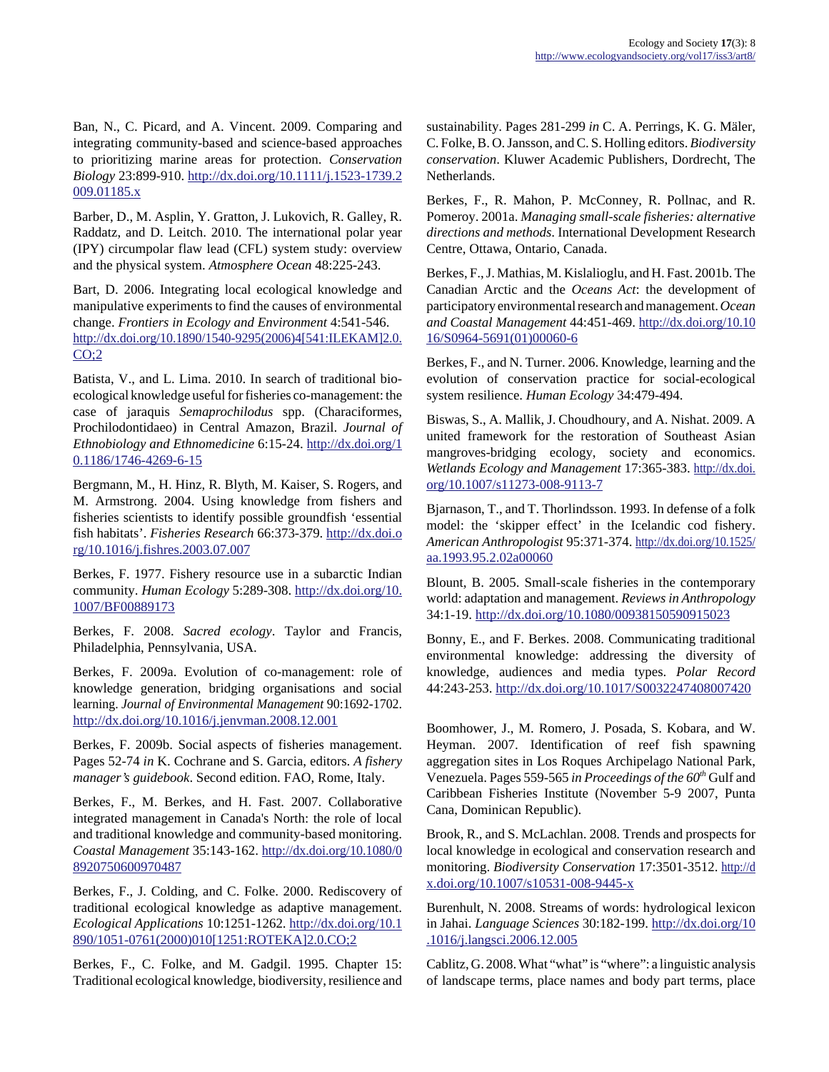Ban, N., C. Picard, and A. Vincent. 2009. Comparing and integrating community-based and science-based approaches to prioritizing marine areas for protection. *Conservation Biology* 23:899-910. http://dx.doi.org/10.1111/j.1523-1739.2009.01185.x

Barber, D., M. Asplin, Y. Gratton, J. Lukovich, R. Galley, R. Raddatz, and D. Leitch. 2010. The international polar year (IPY) circumpolar flaw lead (CFL) system study: overview and the physical system. *Atmosphere Ocean* 48:225-243.

Bart, D. 2006. Integrating local ecological knowledge and manipulative experiments to find the causes of environmental change. *Frontiers in Ecology and Environment* 4:541-546. http://dx.doi.org/10.1890/1540-9295(2006)4[541:ILEKAM]2.0.CO;2

Batista, V., and L. Lima. 2010. In search of traditional bio-ecological knowledge useful for fisheries co-management: the case of jaraquis *Semaprochilodus* spp. (Characiformes, Prochilodontidae) in Central Amazon, Brazil. *Journal of Ethnobiology and Ethnomedicine* 6:15-24. http://dx.doi.org/10.1186/1746-4269-6-15

Bergmann, M., H. Hinz, R. Blyth, M. Kaiser, S. Rogers, and M. Armstrong. 2004. Using knowledge from fishers and fisheries scientists to identify possible groundfish 'essential fish habitats'. *Fisheries Research* 66:373-379. http://dx.doi.org/10.1016/j.fishres.2003.07.007

Berkes, F. 1977. Fishery resource use in a subarctic Indian community. *Human Ecology* 5:289-308. http://dx.doi.org/10.1007/BF00889173

Berkes, F. 2008. *Sacred ecology*. Taylor and Francis, Philadelphia, Pennsylvania, USA.

Berkes, F. 2009a. Evolution of co-management: role of knowledge generation, bridging organisations and social learning. *Journal of Environmental Management* 90:1692-1702. http://dx.doi.org/10.1016/j.jenvman.2008.12.001

Berkes, F. 2009b. Social aspects of fisheries management. Pages 52-74 *in* K. Cochrane and S. Garcia, editors. *A fishery manager's guidebook*. Second edition. FAO, Rome, Italy.

Berkes, F., M. Berkes, and H. Fast. 2007. Collaborative integrated management in Canada's North: the role of local and traditional knowledge and community-based monitoring. *Coastal Management* 35:143-162. http://dx.doi.org/10.1080/08920750600970487

Berkes, F., J. Colding, and C. Folke. 2000. Rediscovery of traditional ecological knowledge as adaptive management. *Ecological Applications* 10:1251-1262. http://dx.doi.org/10.1890/1051-0761(2000)010[1251:ROTEKA]2.0.CO;2

Berkes, F., C. Folke, and M. Gadgil. 1995. Chapter 15: Traditional ecological knowledge, biodiversity, resilience and sustainability. Pages 281-299 *in* C. A. Perrings, K. G. Mäler, C. Folke, B. O. Jansson, and C. S. Holling editors. *Biodiversity conservation*. Kluwer Academic Publishers, Dordrecht, The Netherlands.

Berkes, F., R. Mahon, P. McConney, R. Pollnac, and R. Pomeroy. 2001a. *Managing small-scale fisheries: alternative directions and methods*. International Development Research Centre, Ottawa, Ontario, Canada.

Berkes, F., J. Mathias, M. Kislalioglu, and H. Fast. 2001b. The Canadian Arctic and the *Oceans Act*: the development of participatory environmental research and management. *Ocean and Coastal Management* 44:451-469. http://dx.doi.org/10.1016/S0964-5691(01)00060-6

Berkes, F., and N. Turner. 2006. Knowledge, learning and the evolution of conservation practice for social-ecological system resilience. *Human Ecology* 34:479-494.

Biswas, S., A. Mallik, J. Choudhoury, and A. Nishat. 2009. A united framework for the restoration of Southeast Asian mangroves-bridging ecology, society and economics. *Wetlands Ecology and Management* 17:365-383. http://dx.doi.org/10.1007/s11273-008-9113-7

Bjarnason, T., and T. Thorlindsson. 1993. In defense of a folk model: the 'skipper effect' in the Icelandic cod fishery. *American Anthropologist* 95:371-374. http://dx.doi.org/10.1525/aa.1993.95.2.02a00060

Blount, B. 2005. Small-scale fisheries in the contemporary world: adaptation and management. *Reviews in Anthropology* 34:1-19. http://dx.doi.org/10.1080/00938150590915023

Bonny, E., and F. Berkes. 2008. Communicating traditional environmental knowledge: addressing the diversity of knowledge, audiences and media types. *Polar Record* 44:243-253. http://dx.doi.org/10.1017/S0032247408007420

Boomhower, J., M. Romero, J. Posada, S. Kobara, and W. Heyman. 2007. Identification of reef fish spawning aggregation sites in Los Roques Archipelago National Park, Venezuela. Pages 559-565 *in Proceedings of the 60th* Gulf and Caribbean Fisheries Institute (November 5-9 2007, Punta Cana, Dominican Republic).

Brook, R., and S. McLachlan. 2008. Trends and prospects for local knowledge in ecological and conservation research and monitoring. *Biodiversity Conservation* 17:3501-3512. http://dx.doi.org/10.1007/s10531-008-9445-x

Burenhult, N. 2008. Streams of words: hydrological lexicon in Jahai. *Language Sciences* 30:182-199. http://dx.doi.org/10.1016/j.langsci.2006.12.005

Cablitz, G. 2008. What "what" is "where": a linguistic analysis of landscape terms, place names and body part terms, place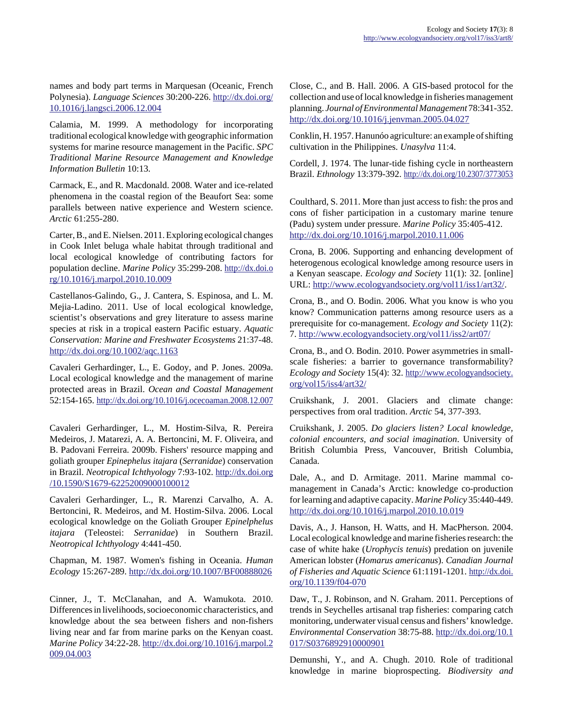names and body part terms in Marquesan (Oceanic, French Polynesia). *Language Sciences* 30:200-226. http://dx.doi.org/10.1016/j.langsci.2006.12.004

Calamia, M. 1999. A methodology for incorporating traditional ecological knowledge with geographic information systems for marine resource management in the Pacific. *SPC Traditional Marine Resource Management and Knowledge Information Bulletin* 10:13.

Carmack, E., and R. Macdonald. 2008. Water and ice-related phenomena in the coastal region of the Beaufort Sea: some parallels between native experience and Western science. *Arctic* 61:255-280.

Carter, B., and E. Nielsen. 2011. Exploring ecological changes in Cook Inlet beluga whale habitat through traditional and local ecological knowledge of contributing factors for population decline. *Marine Policy* 35:299-208. http://dx.doi.org/10.1016/j.marpol.2010.10.009

Castellanos-Galindo, G., J. Cantera, S. Espinosa, and L. M. Mejia-Ladino. 2011. Use of local ecological knowledge, scientist's observations and grey literature to assess marine species at risk in a tropical eastern Pacific estuary. *Aquatic Conservation: Marine and Freshwater Ecosystems* 21:37-48. http://dx.doi.org/10.1002/aqc.1163

Cavaleri Gerhardinger, L., E. Godoy, and P. Jones. 2009a. Local ecological knowledge and the management of marine protected areas in Brazil. *Ocean and Coastal Management* 52:154-165. http://dx.doi.org/10.1016/j.ocecoaman.2008.12.007

Cavaleri Gerhardinger, L., M. Hostim-Silva, R. Pereira Medeiros, J. Matarezi, A. A. Bertoncini, M. F. Oliveira, and B. Padovani Ferreira. 2009b. Fishers' resource mapping and goliath grouper *Epinephelus itajara* (*Serranidae*) conservation in Brazil. *Neotropical Ichthyology* 7:93-102. http://dx.doi.org/10.1590/S1679-62252009000100012

Cavaleri Gerhardinger, L., R. Marenzi Carvalho, A. A. Bertoncini, R. Medeiros, and M. Hostim-Silva. 2006. Local ecological knowledge on the Goliath Grouper *Epinelphelus itajara* (Teleostei: *Serranidae*) in Southern Brazil. *Neotropical Ichthyology* 4:441-450.

Chapman, M. 1987. Women's fishing in Oceania. *Human Ecology* 15:267-289. http://dx.doi.org/10.1007/BF00888026

Cinner, J., T. McClanahan, and A. Wamukota. 2010. Differences in livelihoods, socioeconomic characteristics, and knowledge about the sea between fishers and non-fishers living near and far from marine parks on the Kenyan coast. *Marine Policy* 34:22-28. http://dx.doi.org/10.1016/j.marpol.2009.04.003

Close, C., and B. Hall. 2006. A GIS-based protocol for the collection and use of local knowledge in fisheries management planning. *Journal of Environmental Management* 78:341-352. http://dx.doi.org/10.1016/j.jenvman.2005.04.027

Conklin, H. 1957. Hanunóo agriculture: an example of shifting cultivation in the Philippines. *Unasylva* 11:4.

Cordell, J. 1974. The lunar-tide fishing cycle in northeastern Brazil. *Ethnology* 13:379-392. http://dx.doi.org/10.2307/3773053

Coulthard, S. 2011. More than just access to fish: the pros and cons of fisher participation in a customary marine tenure (Padu) system under pressure. *Marine Policy* 35:405-412. http://dx.doi.org/10.1016/j.marpol.2010.11.006

Crona, B. 2006. Supporting and enhancing development of heterogenous ecological knowledge among resource users in a Kenyan seascape. *Ecology and Society* 11(1): 32. [online] URL: http://www.ecologyandsociety.org/vol11/iss1/art32/.

Crona, B., and O. Bodin. 2006. What you know is who you know? Communication patterns among resource users as a prerequisite for co-management. *Ecology and Society* 11(2): 7. http://www.ecologyandsociety.org/vol11/iss2/art07/

Crona, B., and O. Bodin. 2010. Power asymmetries in small-scale fisheries: a barrier to governance transformability? *Ecology and Society* 15(4): 32. http://www.ecologyandsociety.org/vol15/iss4/art32/

Cruikshank, J. 2001. Glaciers and climate change: perspectives from oral tradition. *Arctic* 54, 377-393.

Cruikshank, J. 2005. *Do glaciers listen? Local knowledge, colonial encounters, and social imagination*. University of British Columbia Press, Vancouver, British Columbia, Canada.

Dale, A., and D. Armitage. 2011. Marine mammal co-management in Canada's Arctic: knowledge co-production for learning and adaptive capacity. *Marine Policy* 35:440-449. http://dx.doi.org/10.1016/j.marpol.2010.10.019

Davis, A., J. Hanson, H. Watts, and H. MacPherson. 2004. Local ecological knowledge and marine fisheries research: the case of white hake (*Urophycis tenuis*) predation on juvenile American lobster (*Homarus americanus*). *Canadian Journal of Fisheries and Aquatic Science* 61:1191-1201. http://dx.doi.org/10.1139/f04-070

Daw, T., J. Robinson, and N. Graham. 2011. Perceptions of trends in Seychelles artisanal trap fisheries: comparing catch monitoring, underwater visual census and fishers' knowledge. *Environmental Conservation* 38:75-88. http://dx.doi.org/10.1017/S0376892910000901

Demunshi, Y., and A. Chugh. 2010. Role of traditional knowledge in marine bioprospecting. *Biodiversity and*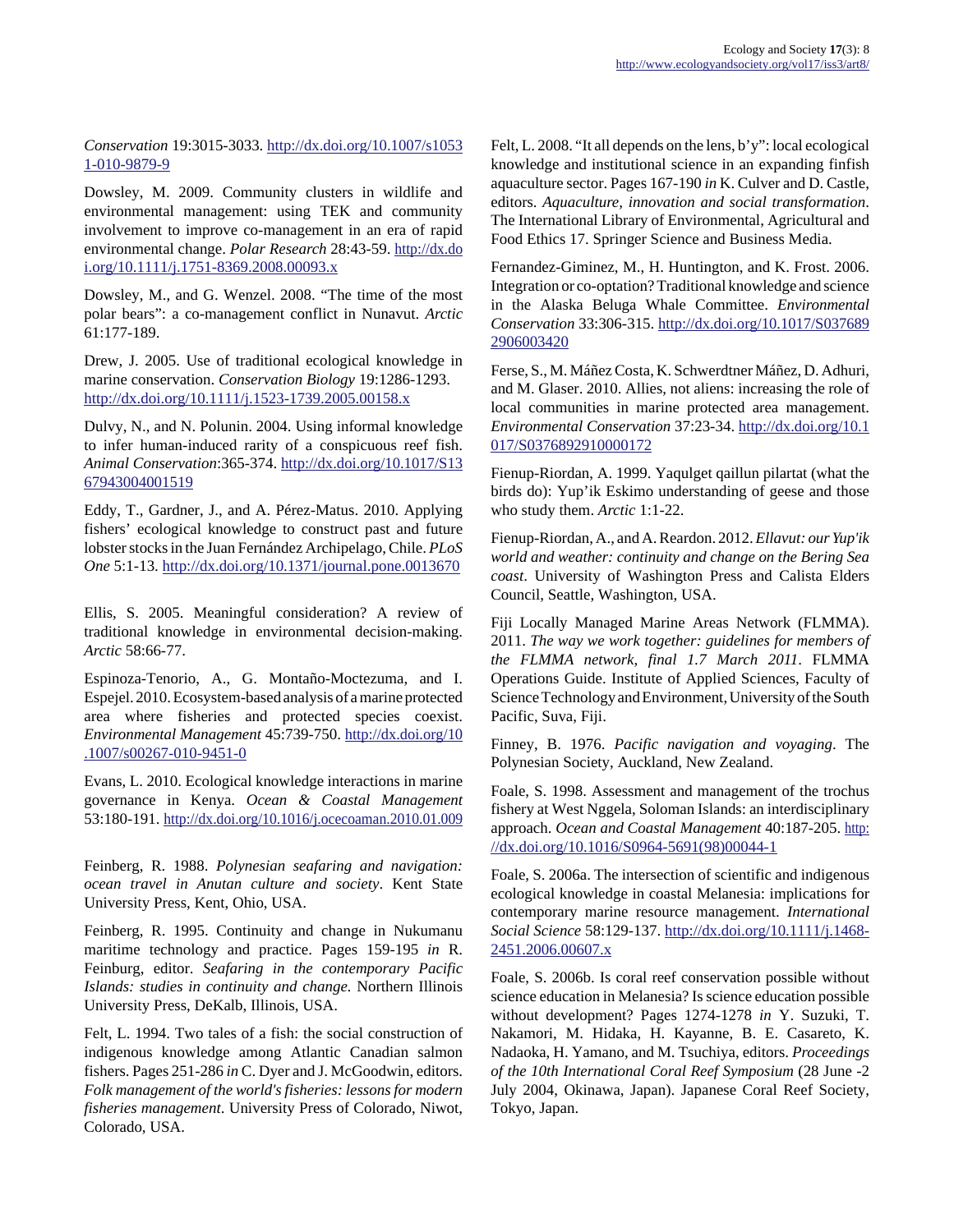*Conservation* 19:3015-3033. http://dx.doi.org/10.1007/s10531-010-9879-9

Dowsley, M. 2009. Community clusters in wildlife and environmental management: using TEK and community involvement to improve co-management in an era of rapid environmental change. *Polar Research* 28:43-59. http://dx.doi.org/10.1111/j.1751-8369.2008.00093.x

Dowsley, M., and G. Wenzel. 2008. "The time of the most polar bears": a co-management conflict in Nunavut. *Arctic* 61:177-189.

Drew, J. 2005. Use of traditional ecological knowledge in marine conservation. *Conservation Biology* 19:1286-1293. http://dx.doi.org/10.1111/j.1523-1739.2005.00158.x

Dulvy, N., and N. Polunin. 2004. Using informal knowledge to infer human-induced rarity of a conspicuous reef fish. *Animal Conservation*:365-374. http://dx.doi.org/10.1017/S1367943004001519

Eddy, T., Gardner, J., and A. Pérez-Matus. 2010. Applying fishers' ecological knowledge to construct past and future lobster stocks in the Juan Fernández Archipelago, Chile. *PLoS One* 5:1-13. http://dx.doi.org/10.1371/journal.pone.0013670

Ellis, S. 2005. Meaningful consideration? A review of traditional knowledge in environmental decision-making. *Arctic* 58:66-77.

Espinoza-Tenorio, A., G. Montaño-Moctezuma, and I. Espejel. 2010. Ecosystem-based analysis of a marine protected area where fisheries and protected species coexist. *Environmental Management* 45:739-750. http://dx.doi.org/10.1007/s00267-010-9451-0

Evans, L. 2010. Ecological knowledge interactions in marine governance in Kenya. *Ocean & Coastal Management* 53:180-191. http://dx.doi.org/10.1016/j.ocecoaman.2010.01.009

Feinberg, R. 1988. *Polynesian seafaring and navigation: ocean travel in Anutan culture and society*. Kent State University Press, Kent, Ohio, USA.

Feinberg, R. 1995. Continuity and change in Nukumanu maritime technology and practice. Pages 159-195 *in* R. Feinburg, editor. *Seafaring in the contemporary Pacific Islands: studies in continuity and change.* Northern Illinois University Press, DeKalb, Illinois, USA.

Felt, L. 1994. Two tales of a fish: the social construction of indigenous knowledge among Atlantic Canadian salmon fishers. Pages 251-286 *in* C. Dyer and J. McGoodwin, editors. *Folk management of the world's fisheries: lessons for modern fisheries management*. University Press of Colorado, Niwot, Colorado, USA.

Felt, L. 2008. "It all depends on the lens, b'y": local ecological knowledge and institutional science in an expanding finfish aquaculture sector. Pages 167-190 *in* K. Culver and D. Castle, editors. *Aquaculture, innovation and social transformation*. The International Library of Environmental, Agricultural and Food Ethics 17. Springer Science and Business Media.

Fernandez-Giminez, M., H. Huntington, and K. Frost. 2006. Integration or co-optation? Traditional knowledge and science in the Alaska Beluga Whale Committee. *Environmental Conservation* 33:306-315. http://dx.doi.org/10.1017/S0376892906003420

Ferse, S., M. Máñez Costa, K. Schwerdtner Máñez, D. Adhuri, and M. Glaser. 2010. Allies, not aliens: increasing the role of local communities in marine protected area management. *Environmental Conservation* 37:23-34. http://dx.doi.org/10.1017/S0376892910000172

Fienup-Riordan, A. 1999. Yaqulget qaillun pilartat (what the birds do): Yup'ik Eskimo understanding of geese and those who study them. *Arctic* 1:1-22.

Fienup-Riordan, A., and A. Reardon. 2012. *Ellavut: our Yup'ik world and weather: continuity and change on the Bering Sea coast*. University of Washington Press and Calista Elders Council, Seattle, Washington, USA.

Fiji Locally Managed Marine Areas Network (FLMMA). 2011. *The way we work together: guidelines for members of the FLMMA network, final 1.7 March 2011*. FLMMA Operations Guide. Institute of Applied Sciences, Faculty of Science Technology and Environment, University of the South Pacific, Suva, Fiji.

Finney, B. 1976. *Pacific navigation and voyaging*. The Polynesian Society, Auckland, New Zealand.

Foale, S. 1998. Assessment and management of the trochus fishery at West Nggela, Soloman Islands: an interdisciplinary approach. *Ocean and Coastal Management* 40:187-205. http://dx.doi.org/10.1016/S0964-5691(98)00044-1

Foale, S. 2006a. The intersection of scientific and indigenous ecological knowledge in coastal Melanesia: implications for contemporary marine resource management. *International Social Science* 58:129-137. http://dx.doi.org/10.1111/j.1468-2451.2006.00607.x

Foale, S. 2006b. Is coral reef conservation possible without science education in Melanesia? Is science education possible without development? Pages 1274-1278 *in* Y. Suzuki, T. Nakamori, M. Hidaka, H. Kayanne, B. E. Casareto, K. Nadaoka, H. Yamano, and M. Tsuchiya, editors. *Proceedings of the 10th International Coral Reef Symposium* (28 June -2 July 2004, Okinawa, Japan). Japanese Coral Reef Society, Tokyo, Japan.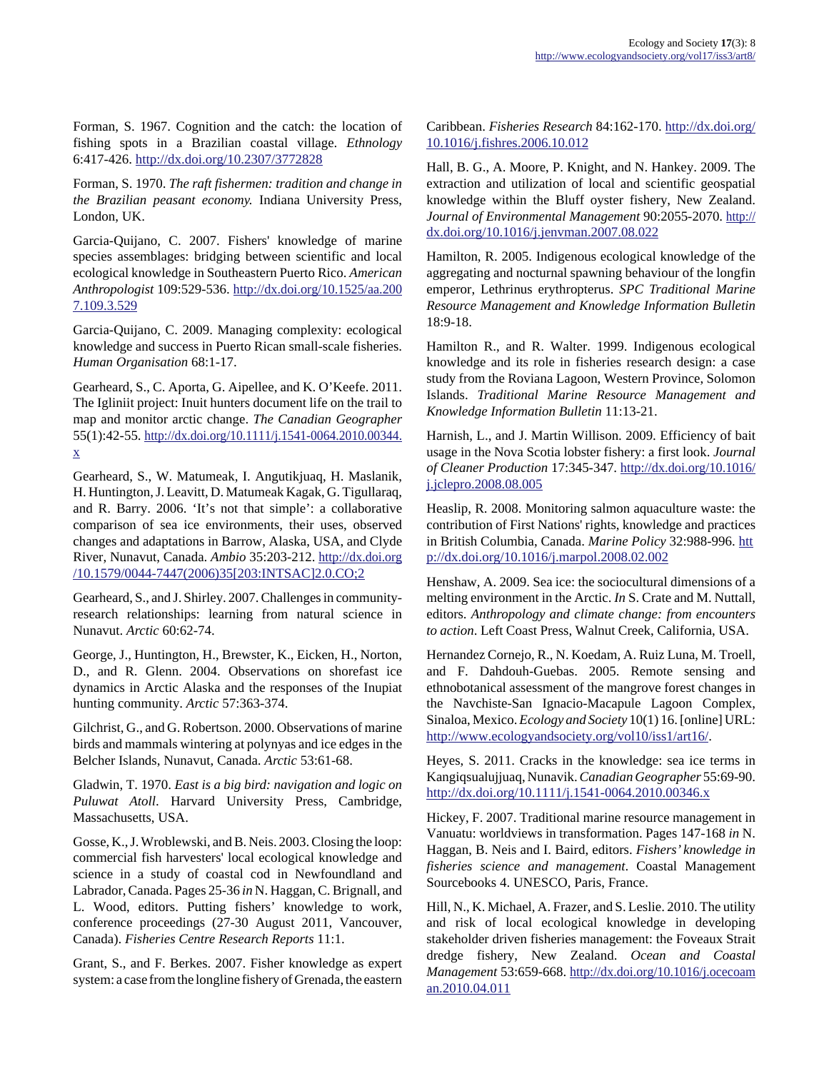Forman, S. 1967. Cognition and the catch: the location of fishing spots in a Brazilian coastal village. *Ethnology* 6:417-426. http://dx.doi.org/10.2307/3772828

Forman, S. 1970. *The raft fishermen: tradition and change in the Brazilian peasant economy.* Indiana University Press, London, UK.

Garcia-Quijano, C. 2007. Fishers' knowledge of marine species assemblages: bridging between scientific and local ecological knowledge in Southeastern Puerto Rico. *American Anthropologist* 109:529-536. http://dx.doi.org/10.1525/aa.2007.109.3.529

Garcia-Quijano, C. 2009. Managing complexity: ecological knowledge and success in Puerto Rican small-scale fisheries. *Human Organisation* 68:1-17.

Gearheard, S., C. Aporta, G. Aipellee, and K. O'Keefe. 2011. The Igliniit project: Inuit hunters document life on the trail to map and monitor arctic change. *The Canadian Geographer* 55(1):42-55. http://dx.doi.org/10.1111/j.1541-0064.2010.00344.x

Gearheard, S., W. Matumeak, I. Angutikjuaq, H. Maslanik, H. Huntington, J. Leavitt, D. Matumeak Kagak, G. Tigullaraq, and R. Barry. 2006. 'It's not that simple': a collaborative comparison of sea ice environments, their uses, observed changes and adaptations in Barrow, Alaska, USA, and Clyde River, Nunavut, Canada. *Ambio* 35:203-212. http://dx.doi.org/10.1579/0044-7447(2006)35[203:INTSAC]2.0.CO;2

Gearheard, S., and J. Shirley. 2007. Challenges in community-research relationships: learning from natural science in Nunavut. *Arctic* 60:62-74.

George, J., Huntington, H., Brewster, K., Eicken, H., Norton, D., and R. Glenn. 2004. Observations on shorefast ice dynamics in Arctic Alaska and the responses of the Inupiat hunting community. *Arctic* 57:363-374.

Gilchrist, G., and G. Robertson. 2000. Observations of marine birds and mammals wintering at polynyas and ice edges in the Belcher Islands, Nunavut, Canada. *Arctic* 53:61-68.

Gladwin, T. 1970. *East is a big bird: navigation and logic on Puluwat Atoll*. Harvard University Press, Cambridge, Massachusetts, USA.

Gosse, K., J. Wroblewski, and B. Neis. 2003. Closing the loop: commercial fish harvesters' local ecological knowledge and science in a study of coastal cod in Newfoundland and Labrador, Canada. Pages 25-36 *in* N. Haggan, C. Brignall, and L. Wood, editors. Putting fishers' knowledge to work, conference proceedings (27-30 August 2011, Vancouver, Canada). *Fisheries Centre Research Reports* 11:1.

Grant, S., and F. Berkes. 2007. Fisher knowledge as expert system: a case from the longline fishery of Grenada, the eastern Caribbean. *Fisheries Research* 84:162-170. http://dx.doi.org/10.1016/j.fishres.2006.10.012

Hall, B. G., A. Moore, P. Knight, and N. Hankey. 2009. The extraction and utilization of local and scientific geospatial knowledge within the Bluff oyster fishery, New Zealand. *Journal of Environmental Management* 90:2055-2070. http://dx.doi.org/10.1016/j.jenvman.2007.08.022

Hamilton, R. 2005. Indigenous ecological knowledge of the aggregating and nocturnal spawning behaviour of the longfin emperor, Lethrinus erythropterus. *SPC Traditional Marine Resource Management and Knowledge Information Bulletin* 18:9-18.

Hamilton R., and R. Walter. 1999. Indigenous ecological knowledge and its role in fisheries research design: a case study from the Roviana Lagoon, Western Province, Solomon Islands. *Traditional Marine Resource Management and Knowledge Information Bulletin* 11:13-21.

Harnish, L., and J. Martin Willison. 2009. Efficiency of bait usage in the Nova Scotia lobster fishery: a first look. *Journal of Cleaner Production* 17:345-347. http://dx.doi.org/10.1016/j.jclepro.2008.08.005

Heaslip, R. 2008. Monitoring salmon aquaculture waste: the contribution of First Nations' rights, knowledge and practices in British Columbia, Canada. *Marine Policy* 32:988-996. http://dx.doi.org/10.1016/j.marpol.2008.02.002

Henshaw, A. 2009. Sea ice: the sociocultural dimensions of a melting environment in the Arctic. *In* S. Crate and M. Nuttall, editors. *Anthropology and climate change: from encounters to action*. Left Coast Press, Walnut Creek, California, USA.

Hernandez Cornejo, R., N. Koedam, A. Ruiz Luna, M. Troell, and F. Dahdouh-Guebas. 2005. Remote sensing and ethnobotanical assessment of the mangrove forest changes in the Navchiste-San Ignacio-Macapule Lagoon Complex, Sinaloa, Mexico. *Ecology and Society* 10(1) 16. [online] URL: http://www.ecologyandsociety.org/vol10/iss1/art16/.

Heyes, S. 2011. Cracks in the knowledge: sea ice terms in Kangiqsualujjuaq, Nunavik. *Canadian Geographer* 55:69-90. http://dx.doi.org/10.1111/j.1541-0064.2010.00346.x

Hickey, F. 2007. Traditional marine resource management in Vanuatu: worldviews in transformation. Pages 147-168 *in* N. Haggan, B. Neis and I. Baird, editors. *Fishers' knowledge in fisheries science and management*. Coastal Management Sourcebooks 4. UNESCO, Paris, France.

Hill, N., K. Michael, A. Frazer, and S. Leslie. 2010. The utility and risk of local ecological knowledge in developing stakeholder driven fisheries management: the Foveaux Strait dredge fishery, New Zealand. *Ocean and Coastal Management* 53:659-668. http://dx.doi.org/10.1016/j.ocecoaman.2010.04.011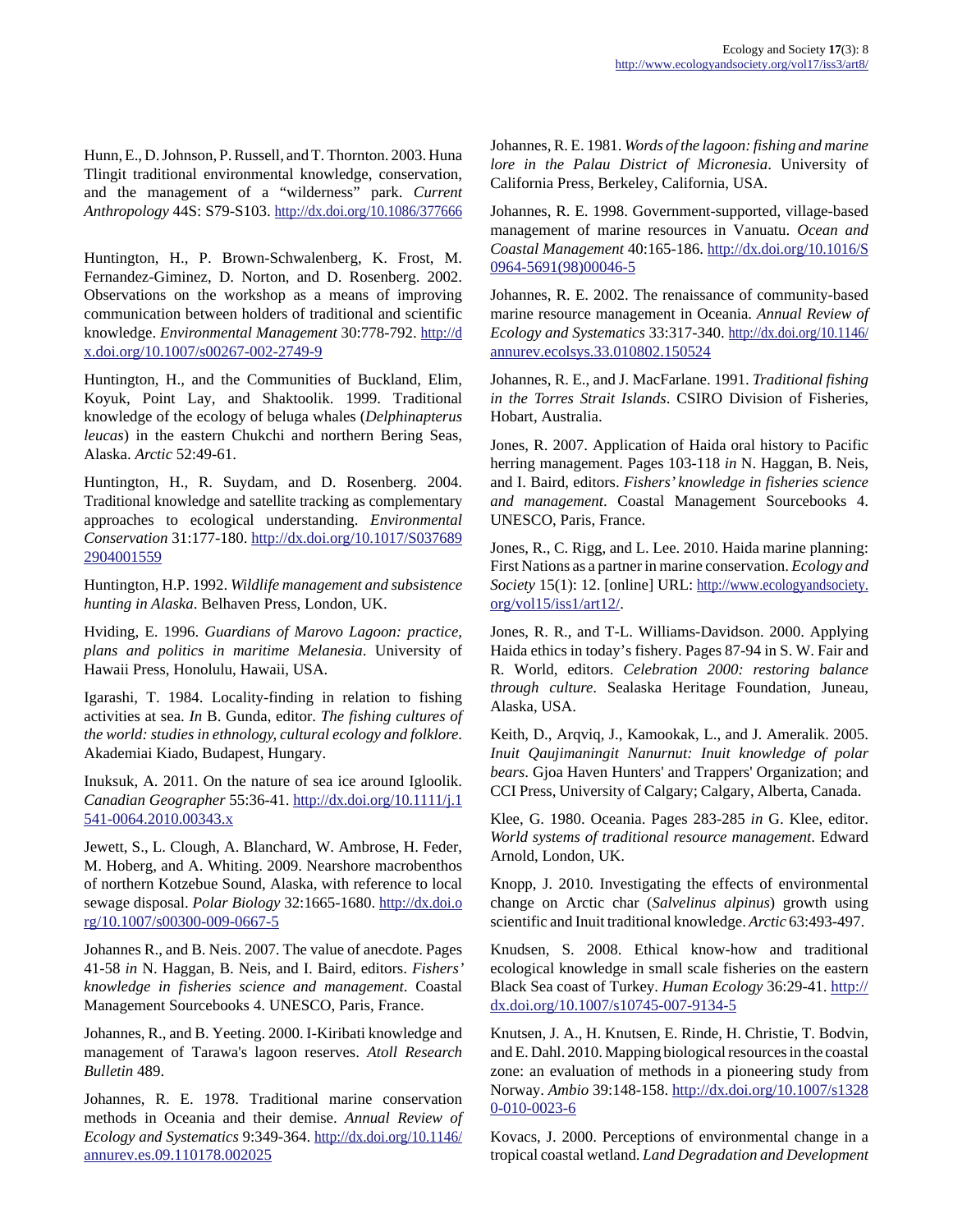Hunn, E., D. Johnson, P. Russell, and T. Thornton. 2003. Huna Tlingit traditional environmental knowledge, conservation, and the management of a "wilderness" park. *Current Anthropology* 44S: S79-S103. http://dx.doi.org/10.1086/377666

Huntington, H., P. Brown-Schwalenberg, K. Frost, M. Fernandez-Giminez, D. Norton, and D. Rosenberg. 2002. Observations on the workshop as a means of improving communication between holders of traditional and scientific knowledge. *Environmental Management* 30:778-792. http://dx.doi.org/10.1007/s00267-002-2749-9

Huntington, H., and the Communities of Buckland, Elim, Koyuk, Point Lay, and Shaktoolik. 1999. Traditional knowledge of the ecology of beluga whales (*Delphinapterus leucas*) in the eastern Chukchi and northern Bering Seas, Alaska. *Arctic* 52:49-61.

Huntington, H., R. Suydam, and D. Rosenberg. 2004. Traditional knowledge and satellite tracking as complementary approaches to ecological understanding. *Environmental Conservation* 31:177-180. http://dx.doi.org/10.1017/S0376892904001559

Huntington, H.P. 1992. *Wildlife management and subsistence hunting in Alaska*. Belhaven Press, London, UK.

Hviding, E. 1996. *Guardians of Marovo Lagoon: practice, plans and politics in maritime Melanesia*. University of Hawaii Press, Honolulu, Hawaii, USA.

Igarashi, T. 1984. Locality-finding in relation to fishing activities at sea. *In* B. Gunda, editor. *The fishing cultures of the world: studies in ethnology, cultural ecology and folklore*. Akademiai Kiado, Budapest, Hungary.

Inuksuk, A. 2011. On the nature of sea ice around Igloolik. *Canadian Geographer* 55:36-41. http://dx.doi.org/10.1111/j.1541-0064.2010.00343.x

Jewett, S., L. Clough, A. Blanchard, W. Ambrose, H. Feder, M. Hoberg, and A. Whiting. 2009. Nearshore macrobenthos of northern Kotzebue Sound, Alaska, with reference to local sewage disposal. *Polar Biology* 32:1665-1680. http://dx.doi.org/10.1007/s00300-009-0667-5

Johannes R., and B. Neis. 2007. The value of anecdote. Pages 41-58 *in* N. Haggan, B. Neis, and I. Baird, editors. *Fishers' knowledge in fisheries science and management*. Coastal Management Sourcebooks 4. UNESCO, Paris, France.

Johannes, R., and B. Yeeting. 2000. I-Kiribati knowledge and management of Tarawa's lagoon reserves. *Atoll Research Bulletin* 489.

Johannes, R. E. 1978. Traditional marine conservation methods in Oceania and their demise. *Annual Review of Ecology and Systematics* 9:349-364. http://dx.doi.org/10.1146/annurev.es.09.110178.002025

Johannes, R. E. 1981. *Words of the lagoon: fishing and marine lore in the Palau District of Micronesia*. University of California Press, Berkeley, California, USA.

Johannes, R. E. 1998. Government-supported, village-based management of marine resources in Vanuatu. *Ocean and Coastal Management* 40:165-186. http://dx.doi.org/10.1016/S0964-5691(98)00046-5

Johannes, R. E. 2002. The renaissance of community-based marine resource management in Oceania. *Annual Review of Ecology and Systematics* 33:317-340. http://dx.doi.org/10.1146/annurev.ecolsys.33.010802.150524

Johannes, R. E., and J. MacFarlane. 1991. *Traditional fishing in the Torres Strait Islands*. CSIRO Division of Fisheries, Hobart, Australia.

Jones, R. 2007. Application of Haida oral history to Pacific herring management. Pages 103-118 *in* N. Haggan, B. Neis, and I. Baird, editors. *Fishers' knowledge in fisheries science and management*. Coastal Management Sourcebooks 4. UNESCO, Paris, France.

Jones, R., C. Rigg, and L. Lee. 2010. Haida marine planning: First Nations as a partner in marine conservation. *Ecology and Society* 15(1): 12. [online] URL: http://www.ecologyandsociety.org/vol15/iss1/art12/.

Jones, R. R., and T-L. Williams-Davidson. 2000. Applying Haida ethics in today's fishery. Pages 87-94 in S. W. Fair and R. World, editors. *Celebration 2000: restoring balance through culture*. Sealaska Heritage Foundation, Juneau, Alaska, USA.

Keith, D., Arqviq, J., Kamookak, L., and J. Ameralik. 2005. *Inuit Qaujimaningit Nanurnut: Inuit knowledge of polar bears*. Gjoa Haven Hunters' and Trappers' Organization; and CCI Press, University of Calgary; Calgary, Alberta, Canada.

Klee, G. 1980. Oceania. Pages 283-285 *in* G. Klee, editor. *World systems of traditional resource management*. Edward Arnold, London, UK.

Knopp, J. 2010. Investigating the effects of environmental change on Arctic char (*Salvelinus alpinus*) growth using scientific and Inuit traditional knowledge. *Arctic* 63:493-497.

Knudsen, S. 2008. Ethical know-how and traditional ecological knowledge in small scale fisheries on the eastern Black Sea coast of Turkey. *Human Ecology* 36:29-41. http://dx.doi.org/10.1007/s10745-007-9134-5

Knutsen, J. A., H. Knutsen, E. Rinde, H. Christie, T. Bodvin, and E. Dahl. 2010. Mapping biological resources in the coastal zone: an evaluation of methods in a pioneering study from Norway. *Ambio* 39:148-158. http://dx.doi.org/10.1007/s13280-010-0023-6

Kovacs, J. 2000. Perceptions of environmental change in a tropical coastal wetland. *Land Degradation and Development*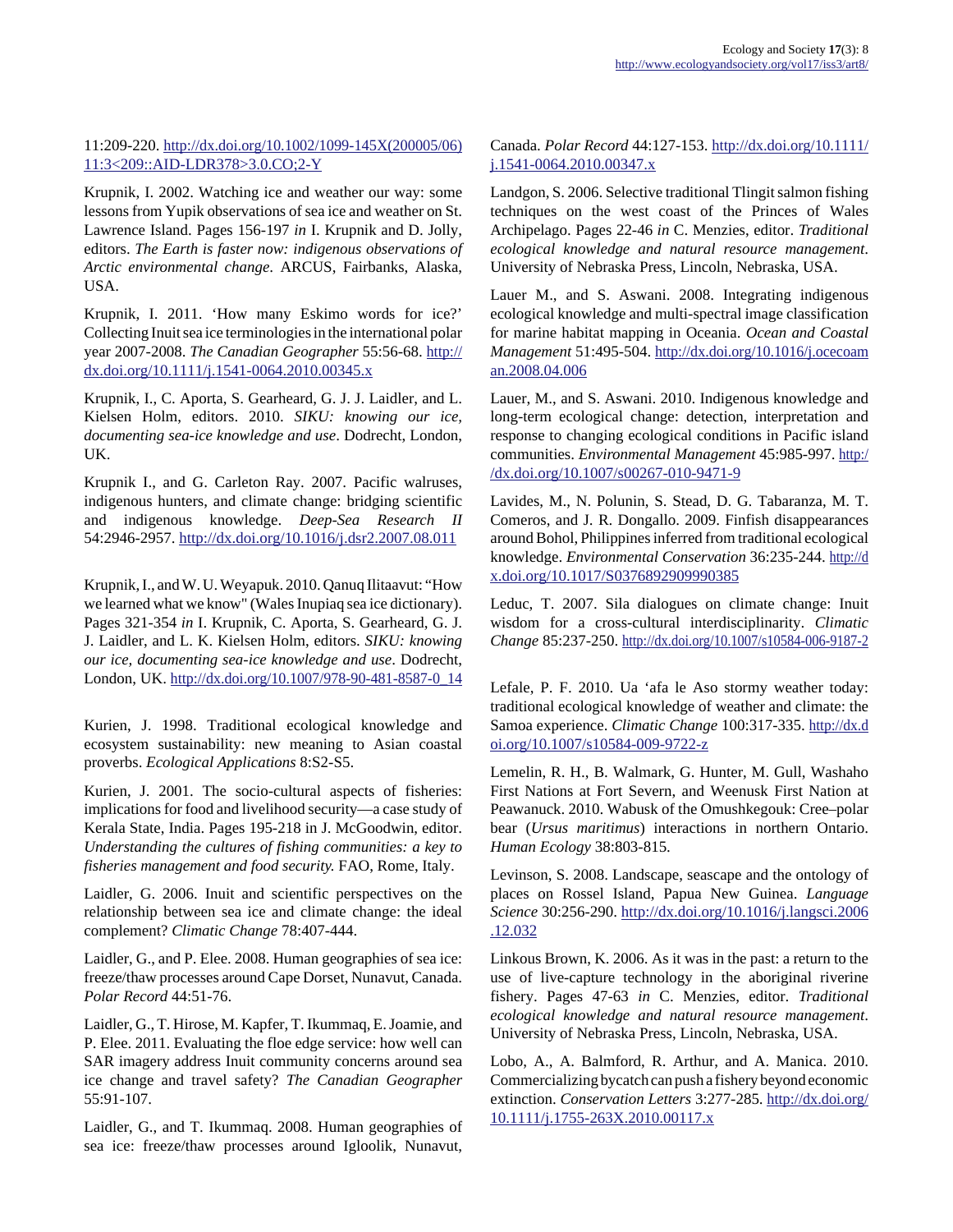11:209-220. http://dx.doi.org/10.1002/1099-145X(200005/06)11:3<209::AID-LDR378>3.0.CO;2-Y

Krupnik, I. 2002. Watching ice and weather our way: some lessons from Yupik observations of sea ice and weather on St. Lawrence Island. Pages 156-197 *in* I. Krupnik and D. Jolly, editors. *The Earth is faster now: indigenous observations of Arctic environmental change*. ARCUS, Fairbanks, Alaska, USA.

Krupnik, I. 2011. 'How many Eskimo words for ice?' Collecting Inuit sea ice terminologies in the international polar year 2007-2008. *The Canadian Geographer* 55:56-68. http://dx.doi.org/10.1111/j.1541-0064.2010.00345.x

Krupnik, I., C. Aporta, S. Gearheard, G. J. J. Laidler, and L. Kielsen Holm, editors. 2010. *SIKU: knowing our ice, documenting sea-ice knowledge and use*. Dodrecht, London, UK.

Krupnik I., and G. Carleton Ray. 2007. Pacific walruses, indigenous hunters, and climate change: bridging scientific and indigenous knowledge. *Deep-Sea Research II* 54:2946-2957. http://dx.doi.org/10.1016/j.dsr2.2007.08.011

Krupnik, I., and W. U. Weyapuk. 2010. Qanuq Ilitaavut: "How we learned what we know" (Wales Inupiaq sea ice dictionary). Pages 321-354 *in* I. Krupnik, C. Aporta, S. Gearheard, G. J. J. Laidler, and L. K. Kielsen Holm, editors. *SIKU: knowing our ice, documenting sea-ice knowledge and use*. Dodrecht, London, UK. http://dx.doi.org/10.1007/978-90-481-8587-0_14

Kurien, J. 1998. Traditional ecological knowledge and ecosystem sustainability: new meaning to Asian coastal proverbs. *Ecological Applications* 8:S2-S5.

Kurien, J. 2001. The socio-cultural aspects of fisheries: implications for food and livelihood security—a case study of Kerala State, India. Pages 195-218 in J. McGoodwin, editor. *Understanding the cultures of fishing communities: a key to fisheries management and food security.* FAO, Rome, Italy.

Laidler, G. 2006. Inuit and scientific perspectives on the relationship between sea ice and climate change: the ideal complement? *Climatic Change* 78:407-444.

Laidler, G., and P. Elee. 2008. Human geographies of sea ice: freeze/thaw processes around Cape Dorset, Nunavut, Canada. *Polar Record* 44:51-76.

Laidler, G., T. Hirose, M. Kapfer, T. Ikummaq, E. Joamie, and P. Elee. 2011. Evaluating the floe edge service: how well can SAR imagery address Inuit community concerns around sea ice change and travel safety? *The Canadian Geographer* 55:91-107.

Laidler, G., and T. Ikummaq. 2008. Human geographies of sea ice: freeze/thaw processes around Igloolik, Nunavut, Canada. *Polar Record* 44:127-153. http://dx.doi.org/10.1111/j.1541-0064.2010.00347.x

Landgon, S. 2006. Selective traditional Tlingit salmon fishing techniques on the west coast of the Princes of Wales Archipelago. Pages 22-46 *in* C. Menzies, editor. *Traditional ecological knowledge and natural resource management*. University of Nebraska Press, Lincoln, Nebraska, USA.

Lauer M., and S. Aswani. 2008. Integrating indigenous ecological knowledge and multi-spectral image classification for marine habitat mapping in Oceania. *Ocean and Coastal Management* 51:495-504. http://dx.doi.org/10.1016/j.ocecoaman.2008.04.006

Lauer, M., and S. Aswani. 2010. Indigenous knowledge and long-term ecological change: detection, interpretation and response to changing ecological conditions in Pacific island communities. *Environmental Management* 45:985-997. http://dx.doi.org/10.1007/s00267-010-9471-9

Lavides, M., N. Polunin, S. Stead, D. G. Tabaranza, M. T. Comeros, and J. R. Dongallo. 2009. Finfish disappearances around Bohol, Philippines inferred from traditional ecological knowledge. *Environmental Conservation* 36:235-244. http://dx.doi.org/10.1017/S0376892909990385

Leduc, T. 2007. Sila dialogues on climate change: Inuit wisdom for a cross-cultural interdisciplinarity. *Climatic Change* 85:237-250. http://dx.doi.org/10.1007/s10584-006-9187-2

Lefale, P. F. 2010. Ua 'afa le Aso stormy weather today: traditional ecological knowledge of weather and climate: the Samoa experience. *Climatic Change* 100:317-335. http://dx.doi.org/10.1007/s10584-009-9722-z

Lemelin, R. H., B. Walmark, G. Hunter, M. Gull, Washaho First Nations at Fort Severn, and Weenusk First Nation at Peawanuck. 2010. Wabusk of the Omushkegouk: Cree–polar bear (*Ursus maritimus*) interactions in northern Ontario. *Human Ecology* 38:803-815.

Levinson, S. 2008. Landscape, seascape and the ontology of places on Rossel Island, Papua New Guinea. *Language Science* 30:256-290. http://dx.doi.org/10.1016/j.langsci.2006.12.032

Linkous Brown, K. 2006. As it was in the past: a return to the use of live-capture technology in the aboriginal riverine fishery. Pages 47-63 *in* C. Menzies, editor. *Traditional ecological knowledge and natural resource management*. University of Nebraska Press, Lincoln, Nebraska, USA.

Lobo, A., A. Balmford, R. Arthur, and A. Manica. 2010. Commercializing bycatch can push a fishery beyond economic extinction. *Conservation Letters* 3:277-285. http://dx.doi.org/10.1111/j.1755-263X.2010.00117.x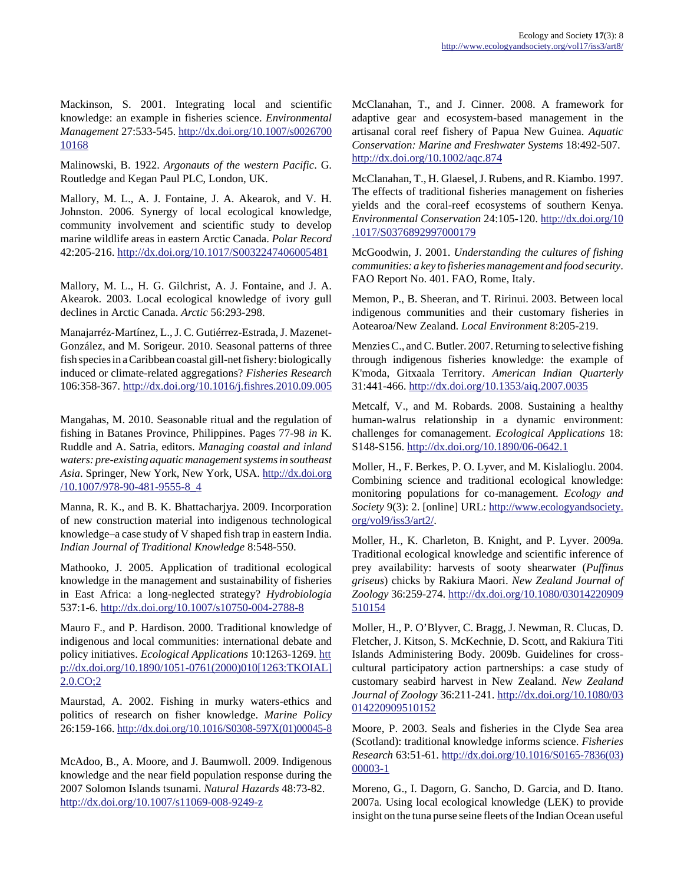Mackinson, S. 2001. Integrating local and scientific knowledge: an example in fisheries science. *Environmental Management* 27:533-545. http://dx.doi.org/10.1007/s002670010168

Malinowski, B. 1922. *Argonauts of the western Pacific*. G. Routledge and Kegan Paul PLC, London, UK.

Mallory, M. L., A. J. Fontaine, J. A. Akearok, and V. H. Johnston. 2006. Synergy of local ecological knowledge, community involvement and scientific study to develop marine wildlife areas in eastern Arctic Canada. *Polar Record* 42:205-216. http://dx.doi.org/10.1017/S0032247406005481

Mallory, M. L., H. G. Gilchrist, A. J. Fontaine, and J. A. Akearok. 2003. Local ecological knowledge of ivory gull declines in Arctic Canada. *Arctic* 56:293-298.

Manajarréz-Martínez, L., J. C. Gutiérrez-Estrada, J. Mazenet-González, and M. Sorigeur. 2010. Seasonal patterns of three fish species in a Caribbean coastal gill-net fishery: biologically induced or climate-related aggregations? *Fisheries Research* 106:358-367. http://dx.doi.org/10.1016/j.fishres.2010.09.005

Mangahas, M. 2010. Seasonable ritual and the regulation of fishing in Batanes Province, Philippines. Pages 77-98 *in* K. Ruddle and A. Satria, editors. *Managing coastal and inland waters: pre-existing aquatic management systems in southeast Asia*. Springer, New York, New York, USA. http://dx.doi.org/10.1007/978-90-481-9555-8_4

Manna, R. K., and B. K. Bhattacharjya. 2009. Incorporation of new construction material into indigenous technological knowledge–a case study of V shaped fish trap in eastern India. *Indian Journal of Traditional Knowledge* 8:548-550.

Mathooko, J. 2005. Application of traditional ecological knowledge in the management and sustainability of fisheries in East Africa: a long-neglected strategy? *Hydrobiologia* 537:1-6. http://dx.doi.org/10.1007/s10750-004-2788-8

Mauro F., and P. Hardison. 2000. Traditional knowledge of indigenous and local communities: international debate and policy initiatives. *Ecological Applications* 10:1263-1269. http://dx.doi.org/10.1890/1051-0761(2000)010[1263:TKOIAL]2.0.CO;2

Maurstad, A. 2002. Fishing in murky waters-ethics and politics of research on fisher knowledge. *Marine Policy* 26:159-166. http://dx.doi.org/10.1016/S0308-597X(01)00045-8

McAdoo, B., A. Moore, and J. Baumwoll. 2009. Indigenous knowledge and the near field population response during the 2007 Solomon Islands tsunami. *Natural Hazards* 48:73-82. http://dx.doi.org/10.1007/s11069-008-9249-z

McClanahan, T., and J. Cinner. 2008. A framework for adaptive gear and ecosystem-based management in the artisanal coral reef fishery of Papua New Guinea. *Aquatic Conservation: Marine and Freshwater Systems* 18:492-507. http://dx.doi.org/10.1002/aqc.874

McClanahan, T., H. Glaesel, J. Rubens, and R. Kiambo. 1997. The effects of traditional fisheries management on fisheries yields and the coral-reef ecosystems of southern Kenya. *Environmental Conservation* 24:105-120. http://dx.doi.org/10.1017/S0376892997000179

McGoodwin, J. 2001. *Understanding the cultures of fishing communities: a key to fisheries management and food security*. FAO Report No. 401. FAO, Rome, Italy.

Memon, P., B. Sheeran, and T. Ririnui. 2003. Between local indigenous communities and their customary fisheries in Aotearoa/New Zealand. *Local Environment* 8:205-219.

Menzies C., and C. Butler. 2007. Returning to selective fishing through indigenous fisheries knowledge: the example of K'moda, Gitxaala Territory. *American Indian Quarterly* 31:441-466. http://dx.doi.org/10.1353/aiq.2007.0035

Metcalf, V., and M. Robards. 2008. Sustaining a healthy human-walrus relationship in a dynamic environment: challenges for comanagement. *Ecological Applications* 18: S148-S156. http://dx.doi.org/10.1890/06-0642.1

Moller, H., F. Berkes, P. O. Lyver, and M. Kislalioglu. 2004. Combining science and traditional ecological knowledge: monitoring populations for co-management. *Ecology and Society* 9(3): 2. [online] URL: http://www.ecologyandsociety.org/vol9/iss3/art2/.

Moller, H., K. Charleton, B. Knight, and P. Lyver. 2009a. Traditional ecological knowledge and scientific inference of prey availability: harvests of sooty shearwater (*Puffinus griseus*) chicks by Rakiura Maori. *New Zealand Journal of Zoology* 36:259-274. http://dx.doi.org/10.1080/03014220909510154

Moller, H., P. O'Blyver, C. Bragg, J. Newman, R. Clucas, D. Fletcher, J. Kitson, S. McKechnie, D. Scott, and Rakiura Titi Islands Administering Body. 2009b. Guidelines for cross-cultural participatory action partnerships: a case study of customary seabird harvest in New Zealand. *New Zealand Journal of Zoology* 36:211-241. http://dx.doi.org/10.1080/03014220909510152

Moore, P. 2003. Seals and fisheries in the Clyde Sea area (Scotland): traditional knowledge informs science. *Fisheries Research* 63:51-61. http://dx.doi.org/10.1016/S0165-7836(03)00003-1

Moreno, G., I. Dagorn, G. Sancho, D. Garcia, and D. Itano. 2007a. Using local ecological knowledge (LEK) to provide insight on the tuna purse seine fleets of the Indian Ocean useful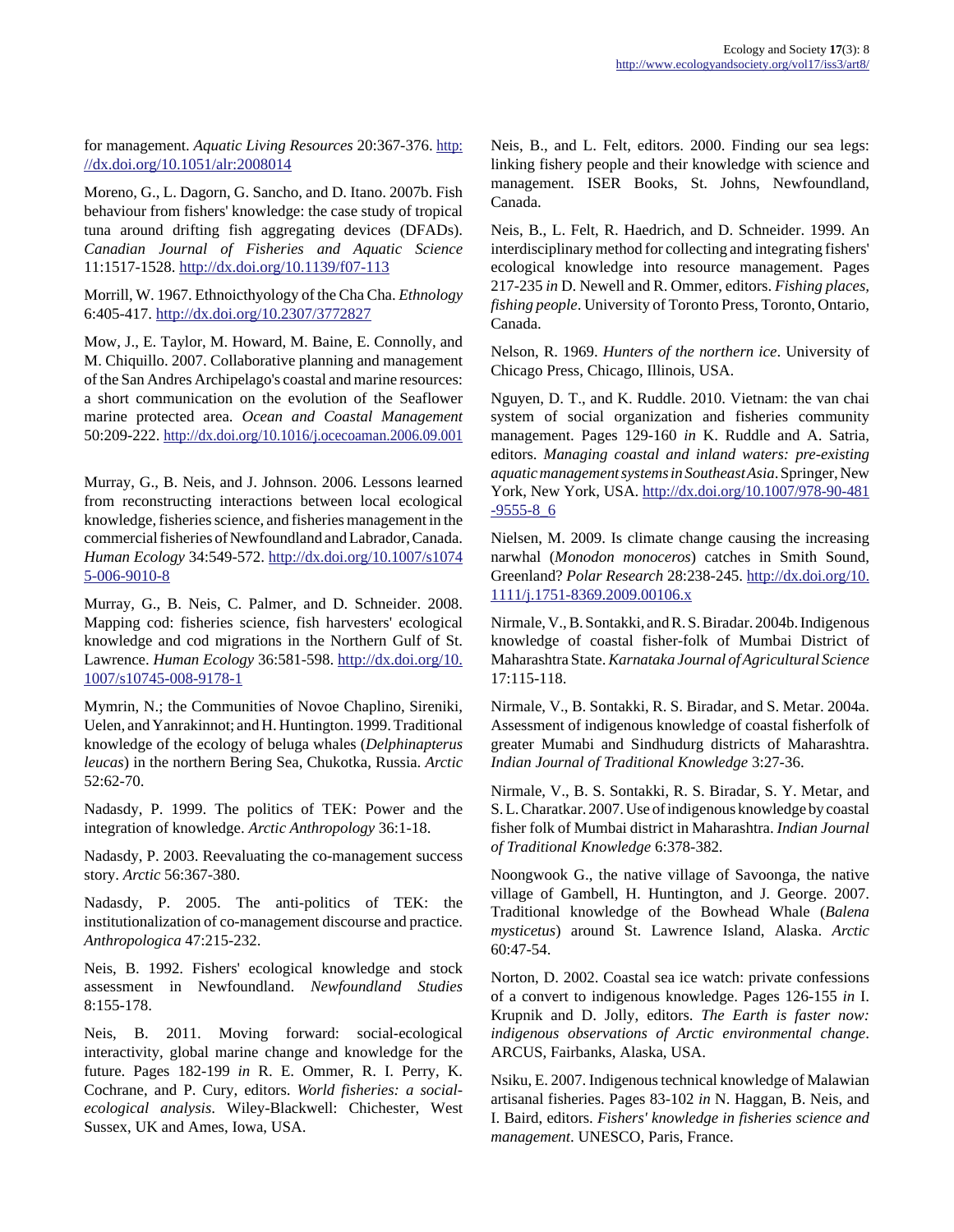for management. *Aquatic Living Resources* 20:367-376. http://dx.doi.org/10.1051/alr:2008014

Moreno, G., L. Dagorn, G. Sancho, and D. Itano. 2007b. Fish behaviour from fishers' knowledge: the case study of tropical tuna around drifting fish aggregating devices (DFADs). *Canadian Journal of Fisheries and Aquatic Science* 11:1517-1528. http://dx.doi.org/10.1139/f07-113

Morrill, W. 1967. Ethnoicthyology of the Cha Cha. *Ethnology* 6:405-417. http://dx.doi.org/10.2307/3772827

Mow, J., E. Taylor, M. Howard, M. Baine, E. Connolly, and M. Chiquillo. 2007. Collaborative planning and management of the San Andres Archipelago's coastal and marine resources: a short communication on the evolution of the Seaflower marine protected area. *Ocean and Coastal Management* 50:209-222. http://dx.doi.org/10.1016/j.ocecoaman.2006.09.001

Murray, G., B. Neis, and J. Johnson. 2006. Lessons learned from reconstructing interactions between local ecological knowledge, fisheries science, and fisheries management in the commercial fisheries of Newfoundland and Labrador, Canada. *Human Ecology* 34:549-572. http://dx.doi.org/10.1007/s10745-006-9010-8

Murray, G., B. Neis, C. Palmer, and D. Schneider. 2008. Mapping cod: fisheries science, fish harvesters' ecological knowledge and cod migrations in the Northern Gulf of St. Lawrence. *Human Ecology* 36:581-598. http://dx.doi.org/10.1007/s10745-008-9178-1

Mymrin, N.; the Communities of Novoe Chaplino, Sireniki, Uelen, and Yanrakinnot; and H. Huntington. 1999. Traditional knowledge of the ecology of beluga whales (*Delphinapterus leucas*) in the northern Bering Sea, Chukotka, Russia. *Arctic* 52:62-70.

Nadasdy, P. 1999. The politics of TEK: Power and the integration of knowledge. *Arctic Anthropology* 36:1-18.

Nadasdy, P. 2003. Reevaluating the co-management success story. *Arctic* 56:367-380.

Nadasdy, P. 2005. The anti-politics of TEK: the institutionalization of co-management discourse and practice. *Anthropologica* 47:215-232.

Neis, B. 1992. Fishers' ecological knowledge and stock assessment in Newfoundland. *Newfoundland Studies* 8:155-178.

Neis, B. 2011. Moving forward: social-ecological interactivity, global marine change and knowledge for the future. Pages 182-199 *in* R. E. Ommer, R. I. Perry, K. Cochrane, and P. Cury, editors. *World fisheries: a social-ecological analysis*. Wiley-Blackwell: Chichester, West Sussex, UK and Ames, Iowa, USA.

Neis, B., and L. Felt, editors. 2000. Finding our sea legs: linking fishery people and their knowledge with science and management. ISER Books, St. Johns, Newfoundland, Canada.

Neis, B., L. Felt, R. Haedrich, and D. Schneider. 1999. An interdisciplinary method for collecting and integrating fishers' ecological knowledge into resource management. Pages 217-235 *in* D. Newell and R. Ommer, editors. *Fishing places, fishing people*. University of Toronto Press, Toronto, Ontario, Canada.

Nelson, R. 1969. *Hunters of the northern ice*. University of Chicago Press, Chicago, Illinois, USA.

Nguyen, D. T., and K. Ruddle. 2010. Vietnam: the van chai system of social organization and fisheries community management. Pages 129-160 *in* K. Ruddle and A. Satria, editors. *Managing coastal and inland waters: pre-existing aquatic management systems in Southeast Asia*. Springer, New York, New York, USA. http://dx.doi.org/10.1007/978-90-481-9555-8_6

Nielsen, M. 2009. Is climate change causing the increasing narwhal (*Monodon monoceros*) catches in Smith Sound, Greenland? *Polar Research* 28:238-245. http://dx.doi.org/10.1111/j.1751-8369.2009.00106.x

Nirmale, V., B. Sontakki, and R. S. Biradar. 2004b. Indigenous knowledge of coastal fisher-folk of Mumbai District of Maharashtra State. *Karnataka Journal of Agricultural Science* 17:115-118.

Nirmale, V., B. Sontakki, R. S. Biradar, and S. Metar. 2004a. Assessment of indigenous knowledge of coastal fisherfolk of greater Mumabi and Sindhudurg districts of Maharashtra. *Indian Journal of Traditional Knowledge* 3:27-36.

Nirmale, V., B. S. Sontakki, R. S. Biradar, S. Y. Metar, and S. L. Charatkar. 2007. Use of indigenous knowledge by coastal fisher folk of Mumbai district in Maharashtra. *Indian Journal of Traditional Knowledge* 6:378-382.

Noongwook G., the native village of Savoonga, the native village of Gambell, H. Huntington, and J. George. 2007. Traditional knowledge of the Bowhead Whale (*Balena mysticetus*) around St. Lawrence Island, Alaska. *Arctic* 60:47-54.

Norton, D. 2002. Coastal sea ice watch: private confessions of a convert to indigenous knowledge. Pages 126-155 *in* I. Krupnik and D. Jolly, editors. *The Earth is faster now: indigenous observations of Arctic environmental change*. ARCUS, Fairbanks, Alaska, USA.

Nsiku, E. 2007. Indigenous technical knowledge of Malawian artisanal fisheries. Pages 83-102 *in* N. Haggan, B. Neis, and I. Baird, editors. *Fishers' knowledge in fisheries science and management*. UNESCO, Paris, France.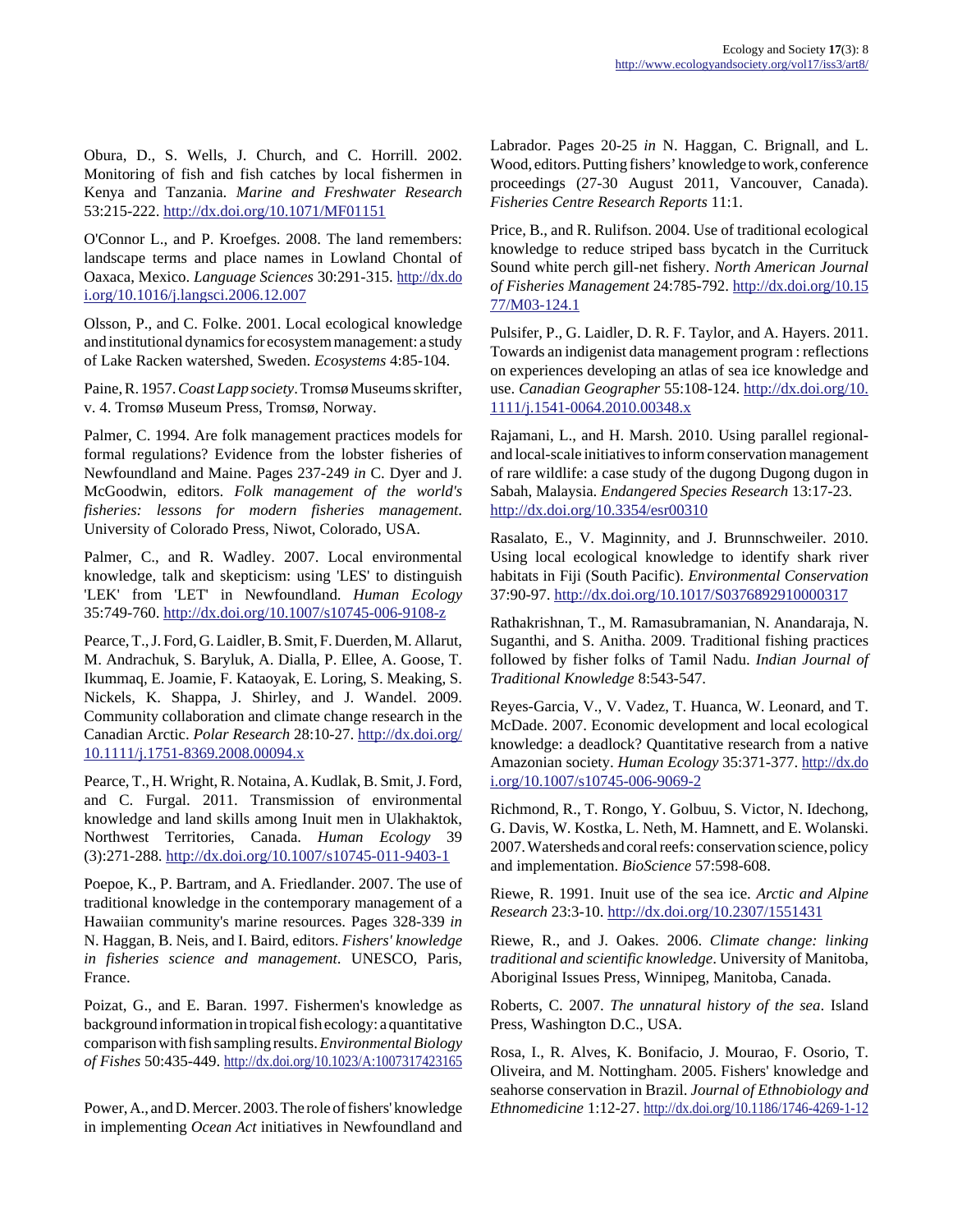Obura, D., S. Wells, J. Church, and C. Horrill. 2002. Monitoring of fish and fish catches by local fishermen in Kenya and Tanzania. *Marine and Freshwater Research* 53:215-222. http://dx.doi.org/10.1071/MF01151

O'Connor L., and P. Kroefges. 2008. The land remembers: landscape terms and place names in Lowland Chontal of Oaxaca, Mexico. *Language Sciences* 30:291-315. http://dx.doi.org/10.1016/j.langsci.2006.12.007

Olsson, P., and C. Folke. 2001. Local ecological knowledge and institutional dynamics for ecosystem management: a study of Lake Racken watershed, Sweden. *Ecosystems* 4:85-104.

Paine, R. 1957. *Coast Lapp society*. Tromsø Museums skrifter, v. 4. Tromsø Museum Press, Tromsø, Norway.

Palmer, C. 1994. Are folk management practices models for formal regulations? Evidence from the lobster fisheries of Newfoundland and Maine. Pages 237-249 *in* C. Dyer and J. McGoodwin, editors. *Folk management of the world's fisheries: lessons for modern fisheries management*. University of Colorado Press, Niwot, Colorado, USA.

Palmer, C., and R. Wadley. 2007. Local environmental knowledge, talk and skepticism: using 'LES' to distinguish 'LEK' from 'LET' in Newfoundland. *Human Ecology* 35:749-760. http://dx.doi.org/10.1007/s10745-006-9108-z

Pearce, T., J. Ford, G. Laidler, B. Smit, F. Duerden, M. Allarut, M. Andrachuk, S. Baryluk, A. Dialla, P. Ellee, A. Goose, T. Ikummaq, E. Joamie, F. Kataoyak, E. Loring, S. Meaking, S. Nickels, K. Shappa, J. Shirley, and J. Wandel. 2009. Community collaboration and climate change research in the Canadian Arctic. *Polar Research* 28:10-27. http://dx.doi.org/10.1111/j.1751-8369.2008.00094.x

Pearce, T., H. Wright, R. Notaina, A. Kudlak, B. Smit, J. Ford, and C. Furgal. 2011. Transmission of environmental knowledge and land skills among Inuit men in Ulakhaktok, Northwest Territories, Canada. *Human Ecology* 39 (3):271-288. http://dx.doi.org/10.1007/s10745-011-9403-1

Poepoe, K., P. Bartram, and A. Friedlander. 2007. The use of traditional knowledge in the contemporary management of a Hawaiian community's marine resources. Pages 328-339 *in* N. Haggan, B. Neis, and I. Baird, editors. *Fishers' knowledge in fisheries science and management*. UNESCO, Paris, France.

Poizat, G., and E. Baran. 1997. Fishermen's knowledge as background information in tropical fish ecology: a quantitative comparison with fish sampling results. *Environmental Biology of Fishes* 50:435-449. http://dx.doi.org/10.1023/A:1007317423165

Power, A., and D. Mercer. 2003. The role of fishers' knowledge in implementing *Ocean Act* initiatives in Newfoundland and Labrador. Pages 20-25 *in* N. Haggan, C. Brignall, and L. Wood, editors. Putting fishers' knowledge to work, conference proceedings (27-30 August 2011, Vancouver, Canada). *Fisheries Centre Research Reports* 11:1.

Price, B., and R. Rulifson. 2004. Use of traditional ecological knowledge to reduce striped bass bycatch in the Currituck Sound white perch gill-net fishery. *North American Journal of Fisheries Management* 24:785-792. http://dx.doi.org/10.1577/M03-124.1

Pulsifer, P., G. Laidler, D. R. F. Taylor, and A. Hayers. 2011. Towards an indigenist data management program : reflections on experiences developing an atlas of sea ice knowledge and use. *Canadian Geographer* 55:108-124. http://dx.doi.org/10.1111/j.1541-0064.2010.00348.x

Rajamani, L., and H. Marsh. 2010. Using parallel regional- and local-scale initiatives to inform conservation management of rare wildlife: a case study of the dugong Dugong dugon in Sabah, Malaysia. *Endangered Species Research* 13:17-23. http://dx.doi.org/10.3354/esr00310

Rasalato, E., V. Maginnity, and J. Brunnschweiler. 2010. Using local ecological knowledge to identify shark river habitats in Fiji (South Pacific). *Environmental Conservation* 37:90-97. http://dx.doi.org/10.1017/S0376892910000317

Rathakrishnan, T., M. Ramasubramanian, N. Anandaraja, N. Suganthi, and S. Anitha. 2009. Traditional fishing practices followed by fisher folks of Tamil Nadu. *Indian Journal of Traditional Knowledge* 8:543-547.

Reyes-Garcia, V., V. Vadez, T. Huanca, W. Leonard, and T. McDade. 2007. Economic development and local ecological knowledge: a deadlock? Quantitative research from a native Amazonian society. *Human Ecology* 35:371-377. http://dx.doi.org/10.1007/s10745-006-9069-2

Richmond, R., T. Rongo, Y. Golbuu, S. Victor, N. Idechong, G. Davis, W. Kostka, L. Neth, M. Hamnett, and E. Wolanski. 2007. Watersheds and coral reefs: conservation science, policy and implementation. *BioScience* 57:598-608.

Riewe, R. 1991. Inuit use of the sea ice. *Arctic and Alpine Research* 23:3-10. http://dx.doi.org/10.2307/1551431

Riewe, R., and J. Oakes. 2006. *Climate change: linking traditional and scientific knowledge*. University of Manitoba, Aboriginal Issues Press, Winnipeg, Manitoba, Canada.

Roberts, C. 2007. *The unnatural history of the sea*. Island Press, Washington D.C., USA.

Rosa, I., R. Alves, K. Bonifacio, J. Mourao, F. Osorio, T. Oliveira, and M. Nottingham. 2005. Fishers' knowledge and seahorse conservation in Brazil. *Journal of Ethnobiology and Ethnomedicine* 1:12-27. http://dx.doi.org/10.1186/1746-4269-1-12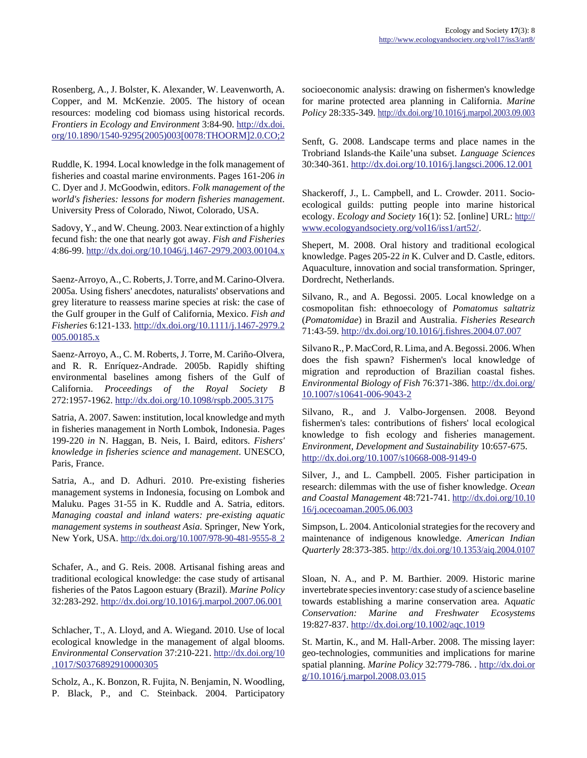Rosenberg, A., J. Bolster, K. Alexander, W. Leavenworth, A. Copper, and M. McKenzie. 2005. The history of ocean resources: modeling cod biomass using historical records. *Frontiers in Ecology and Environment* 3:84-90. http://dx.doi.org/10.1890/1540-9295(2005)003[0078:THOORM]2.0.CO;2

Ruddle, K. 1994. Local knowledge in the folk management of fisheries and coastal marine environments. Pages 161-206 *in* C. Dyer and J. McGoodwin, editors. *Folk management of the world's fisheries: lessons for modern fisheries management*. University Press of Colorado, Niwot, Colorado, USA.

Sadovy, Y., and W. Cheung. 2003. Near extinction of a highly fecund fish: the one that nearly got away. *Fish and Fisheries* 4:86-99. http://dx.doi.org/10.1046/j.1467-2979.2003.00104.x

Saenz-Arroyo, A., C. Roberts, J. Torre, and M. Carino-Olvera. 2005a. Using fishers' anecdotes, naturalists' observations and grey literature to reassess marine species at risk: the case of the Gulf grouper in the Gulf of California, Mexico. *Fish and Fisheries* 6:121-133. http://dx.doi.org/10.1111/j.1467-2979.2005.00185.x

Saenz-Arroyo, A., C. M. Roberts, J. Torre, M. Cariño-Olvera, and R. R. Enríquez-Andrade. 2005b. Rapidly shifting environmental baselines among fishers of the Gulf of California. *Proceedings of the Royal Society B* 272:1957-1962. http://dx.doi.org/10.1098/rspb.2005.3175

Satria, A. 2007. Sawen: institution, local knowledge and myth in fisheries management in North Lombok, Indonesia. Pages 199-220 *in* N. Haggan, B. Neis, I. Baird, editors. *Fishers' knowledge in fisheries science and management*. UNESCO, Paris, France.

Satria, A., and D. Adhuri. 2010. Pre-existing fisheries management systems in Indonesia, focusing on Lombok and Maluku. Pages 31-55 in K. Ruddle and A. Satria, editors. *Managing coastal and inland waters: pre-existing aquatic management systems in southeast Asia*. Springer, New York, New York, USA. http://dx.doi.org/10.1007/978-90-481-9555-8_2

Schafer, A., and G. Reis. 2008. Artisanal fishing areas and traditional ecological knowledge: the case study of artisanal fisheries of the Patos Lagoon estuary (Brazil). *Marine Policy* 32:283-292. http://dx.doi.org/10.1016/j.marpol.2007.06.001

Schlacher, T., A. Lloyd, and A. Wiegand. 2010. Use of local ecological knowledge in the management of algal blooms. *Environmental Conservation* 37:210-221. http://dx.doi.org/10.1017/S0376892910000305

Scholz, A., K. Bonzon, R. Fujita, N. Benjamin, N. Woodling, P. Black, P., and C. Steinback. 2004. Participatory socioeconomic analysis: drawing on fishermen's knowledge for marine protected area planning in California. *Marine Policy* 28:335-349. http://dx.doi.org/10.1016/j.marpol.2003.09.003

Senft, G. 2008. Landscape terms and place names in the Trobriand Islands-the Kaile'una subset. *Language Sciences* 30:340-361. http://dx.doi.org/10.1016/j.langsci.2006.12.001

Shackeroff, J., L. Campbell, and L. Crowder. 2011. Socio-ecological guilds: putting people into marine historical ecology. *Ecology and Society* 16(1): 52. [online] URL: http://www.ecologyandsociety.org/vol16/iss1/art52/.

Shepert, M. 2008. Oral history and traditional ecological knowledge. Pages 205-22 *in* K. Culver and D. Castle, editors. Aquaculture, innovation and social transformation. Springer, Dordrecht, Netherlands.

Silvano, R., and A. Begossi. 2005. Local knowledge on a cosmopolitan fish: ethnoecology of *Pomatomus saltatriz* (*Pomatomidae*) in Brazil and Australia. *Fisheries Research* 71:43-59. http://dx.doi.org/10.1016/j.fishres.2004.07.007

Silvano R., P. MacCord, R. Lima, and A. Begossi. 2006. When does the fish spawn? Fishermen's local knowledge of migration and reproduction of Brazilian coastal fishes. *Environmental Biology of Fish* 76:371-386. http://dx.doi.org/10.1007/s10641-006-9043-2

Silvano, R., and J. Valbo-Jorgensen. 2008. Beyond fishermen's tales: contributions of fishers' local ecological knowledge to fish ecology and fisheries management. *Environment, Development and Sustainability* 10:657-675. http://dx.doi.org/10.1007/s10668-008-9149-0

Silver, J., and L. Campbell. 2005. Fisher participation in research: dilemmas with the use of fisher knowledge. *Ocean and Coastal Management* 48:721-741. http://dx.doi.org/10.1016/j.ocecoaman.2005.06.003

Simpson, L. 2004. Anticolonial strategies for the recovery and maintenance of indigenous knowledge. *American Indian Quarterly* 28:373-385. http://dx.doi.org/10.1353/aiq.2004.0107

Sloan, N. A., and P. M. Barthier. 2009. Historic marine invertebrate species inventory: case study of a science baseline towards establishing a marine conservation area. *Aquatic Conservation: Marine and Freshwater Ecosystems* 19:827-837. http://dx.doi.org/10.1002/aqc.1019

St. Martin, K., and M. Hall-Arber. 2008. The missing layer: geo-technologies, communities and implications for marine spatial planning. *Marine Policy* 32:779-786. . http://dx.doi.org/10.1016/j.marpol.2008.03.015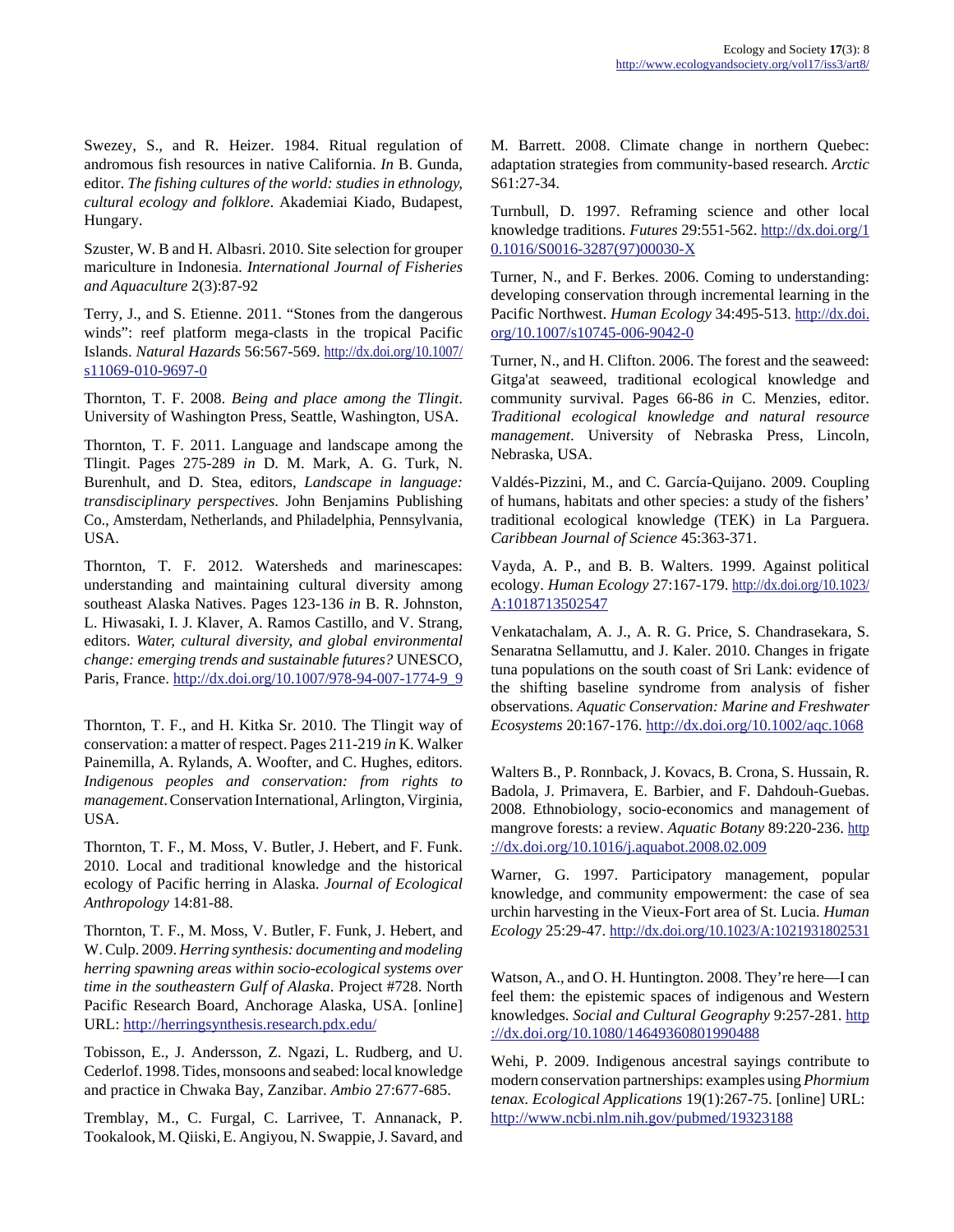Swezey, S., and R. Heizer. 1984. Ritual regulation of andromous fish resources in native California. *In* B. Gunda, editor. *The fishing cultures of the world: studies in ethnology, cultural ecology and folklore*. Akademiai Kiado, Budapest, Hungary.

Szuster, W. B and H. Albasri. 2010. Site selection for grouper mariculture in Indonesia. *International Journal of Fisheries and Aquaculture* 2(3):87-92

Terry, J., and S. Etienne. 2011. "Stones from the dangerous winds": reef platform mega-clasts in the tropical Pacific Islands. *Natural Hazards* 56:567-569. http://dx.doi.org/10.1007/s11069-010-9697-0

Thornton, T. F. 2008. *Being and place among the Tlingit*. University of Washington Press, Seattle, Washington, USA.

Thornton, T. F. 2011. Language and landscape among the Tlingit. Pages 275-289 *in* D. M. Mark, A. G. Turk, N. Burenhult, and D. Stea, editors, *Landscape in language: transdisciplinary perspectives*. John Benjamins Publishing Co., Amsterdam, Netherlands, and Philadelphia, Pennsylvania, USA.

Thornton, T. F. 2012. Watersheds and marinescapes: understanding and maintaining cultural diversity among southeast Alaska Natives. Pages 123-136 *in* B. R. Johnston, L. Hiwasaki, I. J. Klaver, A. Ramos Castillo, and V. Strang, editors. *Water, cultural diversity, and global environmental change: emerging trends and sustainable futures?* UNESCO, Paris, France. http://dx.doi.org/10.1007/978-94-007-1774-9_9

Thornton, T. F., and H. Kitka Sr. 2010. The Tlingit way of conservation: a matter of respect. Pages 211-219 *in* K. Walker Painemilla, A. Rylands, A. Woofter, and C. Hughes, editors. *Indigenous peoples and conservation: from rights to management*. Conservation International, Arlington, Virginia, USA.

Thornton, T. F., M. Moss, V. Butler, J. Hebert, and F. Funk. 2010. Local and traditional knowledge and the historical ecology of Pacific herring in Alaska. *Journal of Ecological Anthropology* 14:81-88.

Thornton, T. F., M. Moss, V. Butler, F. Funk, J. Hebert, and W. Culp. 2009. *Herring synthesis: documenting and modeling herring spawning areas within socio-ecological systems over time in the southeastern Gulf of Alaska*. Project #728. North Pacific Research Board, Anchorage Alaska, USA. [online] URL: http://herringsynthesis.research.pdx.edu/

Tobisson, E., J. Andersson, Z. Ngazi, L. Rudberg, and U. Cederlof. 1998. Tides, monsoons and seabed: local knowledge and practice in Chwaka Bay, Zanzibar. *Ambio* 27:677-685.

Tremblay, M., C. Furgal, C. Larrivee, T. Annanack, P. Tookalook, M. Qiiski, E. Angiyou, N. Swappie, J. Savard, and M. Barrett. 2008. Climate change in northern Quebec: adaptation strategies from community-based research. *Arctic* S61:27-34.

Turnbull, D. 1997. Reframing science and other local knowledge traditions. *Futures* 29:551-562. http://dx.doi.org/10.1016/S0016-3287(97)00030-X

Turner, N., and F. Berkes. 2006. Coming to understanding: developing conservation through incremental learning in the Pacific Northwest. *Human Ecology* 34:495-513. http://dx.doi.org/10.1007/s10745-006-9042-0

Turner, N., and H. Clifton. 2006. The forest and the seaweed: Gitga'at seaweed, traditional ecological knowledge and community survival. Pages 66-86 *in* C. Menzies, editor. *Traditional ecological knowledge and natural resource management*. University of Nebraska Press, Lincoln, Nebraska, USA.

Valdés-Pizzini, M., and C. García-Quijano. 2009. Coupling of humans, habitats and other species: a study of the fishers' traditional ecological knowledge (TEK) in La Parguera. *Caribbean Journal of Science* 45:363-371.

Vayda, A. P., and B. B. Walters. 1999. Against political ecology. *Human Ecology* 27:167-179. http://dx.doi.org/10.1023/A:1018713502547

Venkatachalam, A. J., A. R. G. Price, S. Chandrasekara, S. Senaratna Sellamuttu, and J. Kaler. 2010. Changes in frigate tuna populations on the south coast of Sri Lank: evidence of the shifting baseline syndrome from analysis of fisher observations. *Aquatic Conservation: Marine and Freshwater Ecosystems* 20:167-176. http://dx.doi.org/10.1002/aqc.1068

Walters B., P. Ronnback, J. Kovacs, B. Crona, S. Hussain, R. Badola, J. Primavera, E. Barbier, and F. Dahdouh-Guebas. 2008. Ethnobiology, socio-economics and management of mangrove forests: a review. *Aquatic Botany* 89:220-236. http://dx.doi.org/10.1016/j.aquabot.2008.02.009

Warner, G. 1997. Participatory management, popular knowledge, and community empowerment: the case of sea urchin harvesting in the Vieux-Fort area of St. Lucia. *Human Ecology* 25:29-47. http://dx.doi.org/10.1023/A:1021931802531

Watson, A., and O. H. Huntington. 2008. They're here—I can feel them: the epistemic spaces of indigenous and Western knowledges. *Social and Cultural Geography* 9:257-281. http://dx.doi.org/10.1080/14649360801990488

Wehi, P. 2009. Indigenous ancestral sayings contribute to modern conservation partnerships: examples using *Phormium tenax*. *Ecological Applications* 19(1):267-75. [online] URL: http://www.ncbi.nlm.nih.gov/pubmed/19323188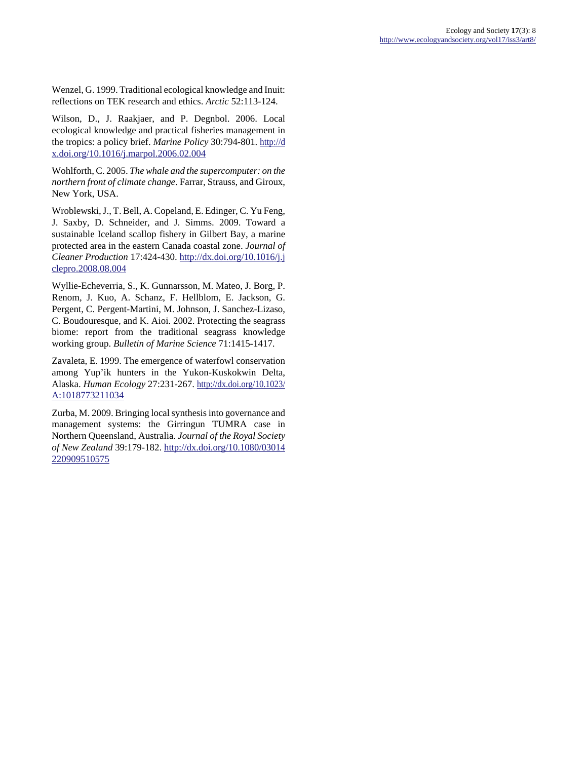Wenzel, G. 1999. Traditional ecological knowledge and Inuit: reflections on TEK research and ethics. *Arctic* 52:113-124.

Wilson, D., J. Raakjaer, and P. Degnbol. 2006. Local ecological knowledge and practical fisheries management in the tropics: a policy brief. *Marine Policy* 30:794-801. http://dx.doi.org/10.1016/j.marpol.2006.02.004

Wohlforth, C. 2005. *The whale and the supercomputer: on the northern front of climate change*. Farrar, Strauss, and Giroux, New York, USA.

Wroblewski, J., T. Bell, A. Copeland, E. Edinger, C. Yu Feng, J. Saxby, D. Schneider, and J. Simms. 2009. Toward a sustainable Iceland scallop fishery in Gilbert Bay, a marine protected area in the eastern Canada coastal zone. *Journal of Cleaner Production* 17:424-430. http://dx.doi.org/10.1016/j.jclepro.2008.08.004

Wyllie-Echeverria, S., K. Gunnarsson, M. Mateo, J. Borg, P. Renom, J. Kuo, A. Schanz, F. Hellblom, E. Jackson, G. Pergent, C. Pergent-Martini, M. Johnson, J. Sanchez-Lizaso, C. Boudouresque, and K. Aioi. 2002. Protecting the seagrass biome: report from the traditional seagrass knowledge working group. *Bulletin of Marine Science* 71:1415-1417.

Zavaleta, E. 1999. The emergence of waterfowl conservation among Yup'ik hunters in the Yukon-Kuskokwin Delta, Alaska. *Human Ecology* 27:231-267. http://dx.doi.org/10.1023/A:1018773211034

Zurba, M. 2009. Bringing local synthesis into governance and management systems: the Girringun TUMRA case in Northern Queensland, Australia. *Journal of the Royal Society of New Zealand* 39:179-182. http://dx.doi.org/10.1080/03014220909510575